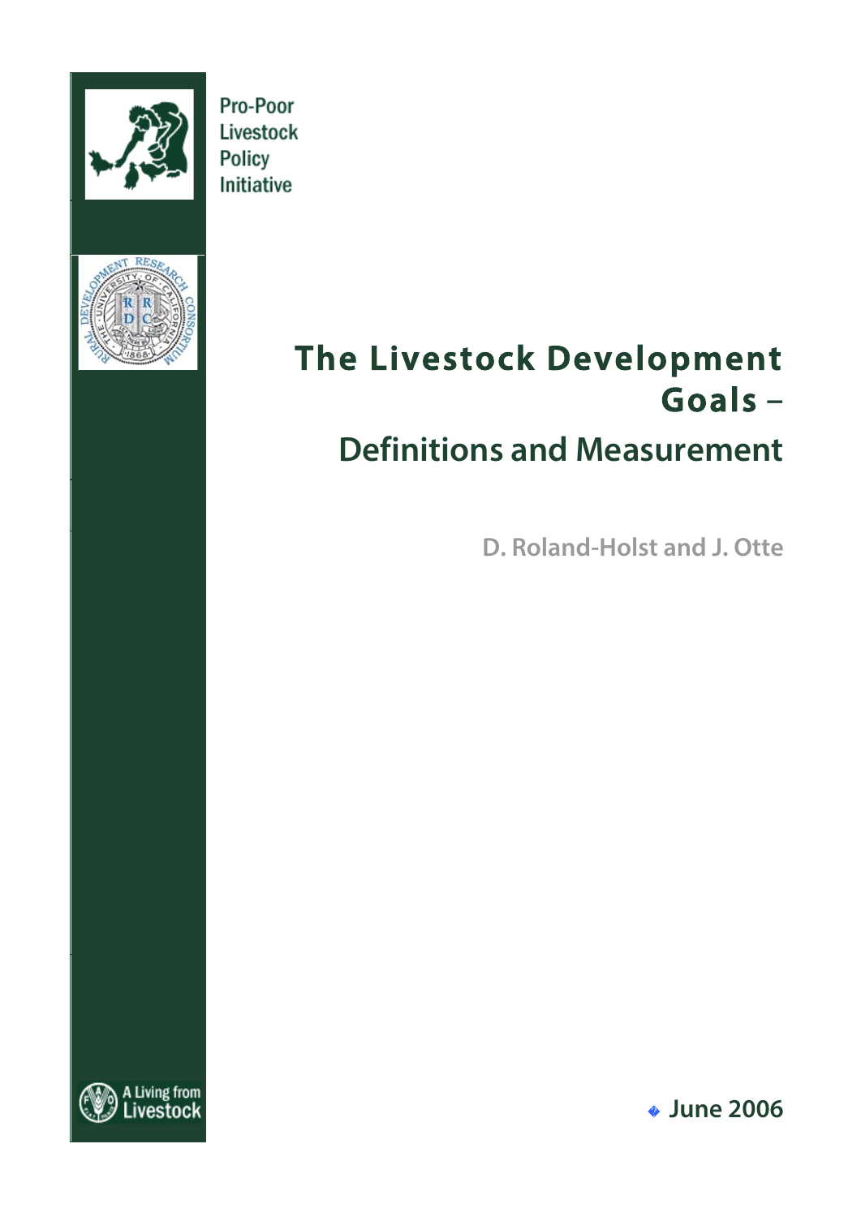Pro-Poor Livestock Policy Initiative

# The Livestock Development Goals –

## Definitions and Measurement

D. Roland-Holst and J. Otte

A Living from Livestock

June 2006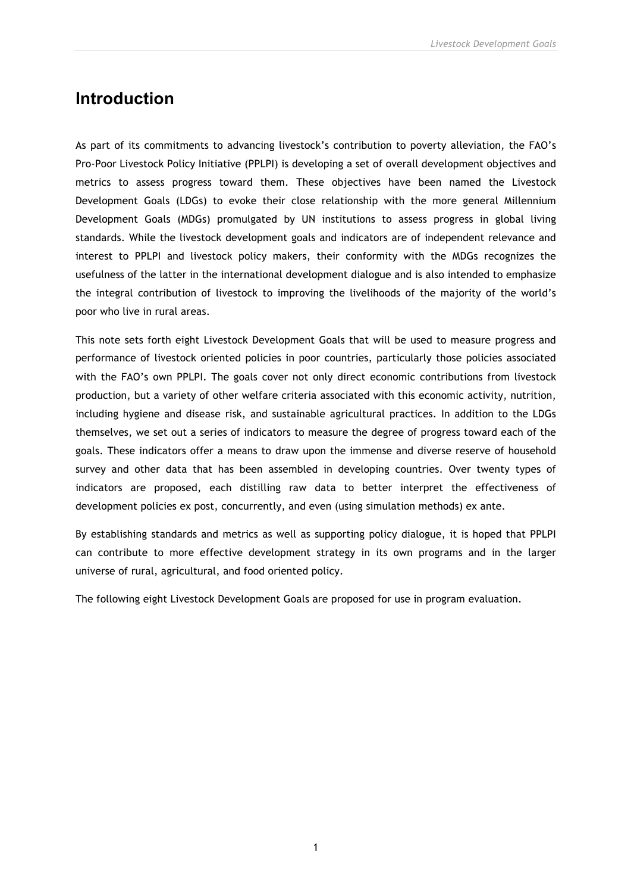# Introduction

As part of its commitments to advancing livestock's contribution to poverty alleviation, the FAO's Pro-Poor Livestock Policy Initiative (PPLPI) is developing a set of overall development objectives and metrics to assess progress toward them. These objectives have been named the Livestock Development Goals (LDGs) to evoke their close relationship with the more general Millennium Development Goals (MDGs) promulgated by UN institutions to assess progress in global living standards. While the livestock development goals and indicators are of independent relevance and interest to PPLPI and livestock policy makers, their conformity with the MDGs recognizes the usefulness of the latter in the international development dialogue and is also intended to emphasize the integral contribution of livestock to improving the livelihoods of the majority of the world's poor who live in rural areas.

This note sets forth eight Livestock Development Goals that will be used to measure progress and performance of livestock oriented policies in poor countries, particularly those policies associated with the FAO's own PPLPI. The goals cover not only direct economic contributions from livestock production, but a variety of other welfare criteria associated with this economic activity, nutrition, including hygiene and disease risk, and sustainable agricultural practices. In addition to the LDGs themselves, we set out a series of indicators to measure the degree of progress toward each of the goals. These indicators offer a means to draw upon the immense and diverse reserve of household survey and other data that has been assembled in developing countries. Over twenty types of indicators are proposed, each distilling raw data to better interpret the effectiveness of development policies ex post, concurrently, and even (using simulation methods) ex ante.

By establishing standards and metrics as well as supporting policy dialogue, it is hoped that PPLPI can contribute to more effective development strategy in its own programs and in the larger universe of rural, agricultural, and food oriented policy.

The following eight Livestock Development Goals are proposed for use in program evaluation.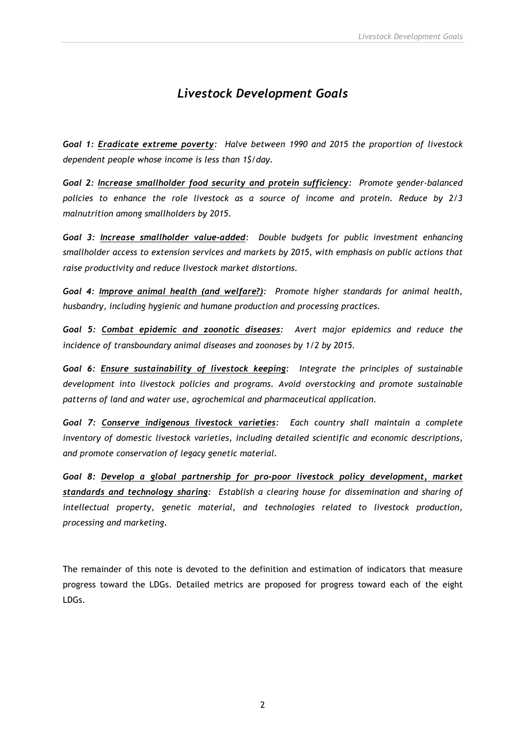// Livestock Development Goals

# *Livestock Development Goals*

***Goal 1: <u>Eradicate extreme poverty</u>:*** *Halve between 1990 and 2015 the proportion of livestock dependent people whose income is less than 1$/day.*

***Goal 2: <u>Increase smallholder food security and protein sufficiency</u>:*** *Promote gender-balanced policies to enhance the role livestock as a source of income and protein. Reduce by 2/3 malnutrition among smallholders by 2015.*

***Goal 3: <u>Increase smallholder value-added</u>:*** *Double budgets for public investment enhancing smallholder access to extension services and markets by 2015, with emphasis on public actions that raise productivity and reduce livestock market distortions.*

***Goal 4: <u>Improve animal health (and welfare?)</u>:*** *Promote higher standards for animal health, husbandry, including hygienic and humane production and processing practices.*

***Goal 5: <u>Combat epidemic and zoonotic diseases</u>:*** *Avert major epidemics and reduce the incidence of transboundary animal diseases and zoonoses by 1/2 by 2015.*

***Goal 6: <u>Ensure sustainability of livestock keeping</u>:*** *Integrate the principles of sustainable development into livestock policies and programs. Avoid overstocking and promote sustainable patterns of land and water use, agrochemical and pharmaceutical application.*

***Goal 7: <u>Conserve indigenous livestock varieties</u>:*** *Each country shall maintain a complete inventory of domestic livestock varieties, including detailed scientific and economic descriptions, and promote conservation of legacy genetic material.*

***Goal 8: <u>Develop a global partnership for pro-poor livestock policy development, market standards and technology sharing</u>:*** *Establish a clearing house for dissemination and sharing of intellectual property, genetic material, and technologies related to livestock production, processing and marketing.*

The remainder of this note is devoted to the definition and estimation of indicators that measure progress toward the LDGs. Detailed metrics are proposed for progress toward each of the eight LDGs.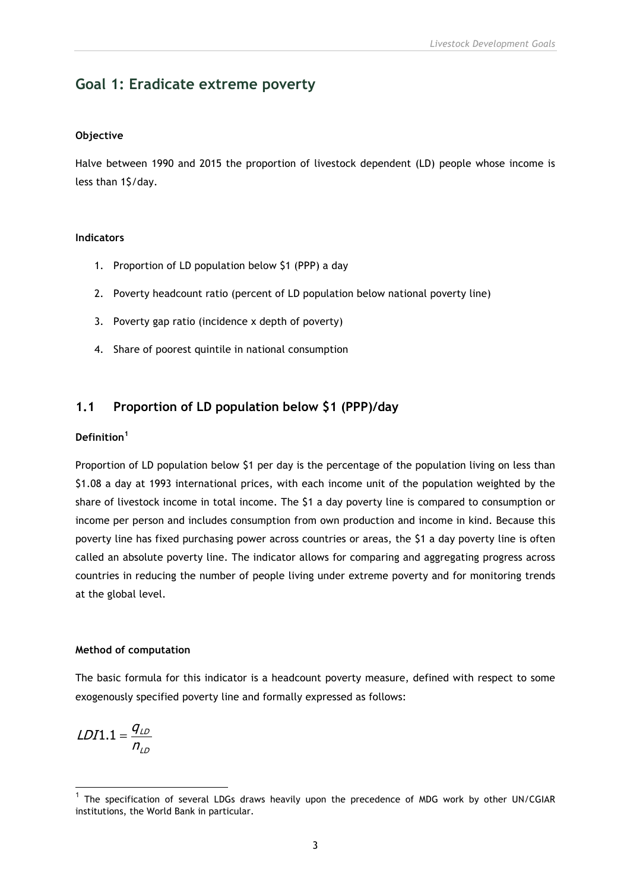# Goal 1: Eradicate extreme poverty

**Objective**

Halve between 1990 and 2015 the proportion of livestock dependent (LD) people whose income is less than 1$/day.

**Indicators**

1. Proportion of LD population below $1 (PPP) a day
2. Poverty headcount ratio (percent of LD population below national poverty line)
3. Poverty gap ratio (incidence x depth of poverty)
4. Share of poorest quintile in national consumption

## 1.1 Proportion of LD population below $1 (PPP)/day

**Definition**[1]

Proportion of LD population below $1 per day is the percentage of the population living on less than $1.08 a day at 1993 international prices, with each income unit of the population weighted by the share of livestock income in total income. The $1 a day poverty line is compared to consumption or income per person and includes consumption from own production and income in kind. Because this poverty line has fixed purchasing power across countries or areas, the $1 a day poverty line is often called an absolute poverty line. The indicator allows for comparing and aggregating progress across countries in reducing the number of people living under extreme poverty and for monitoring trends at the global level.

**Method of computation**

The basic formula for this indicator is a headcount poverty measure, defined with respect to some exogenously specified poverty line and formally expressed as follows:

$$LDI1.1 = \frac{q_{LD}}{n_{LD}}$$

[1] The specification of several LDGs draws heavily upon the precedence of MDG work by other UN/CGIAR institutions, the World Bank in particular.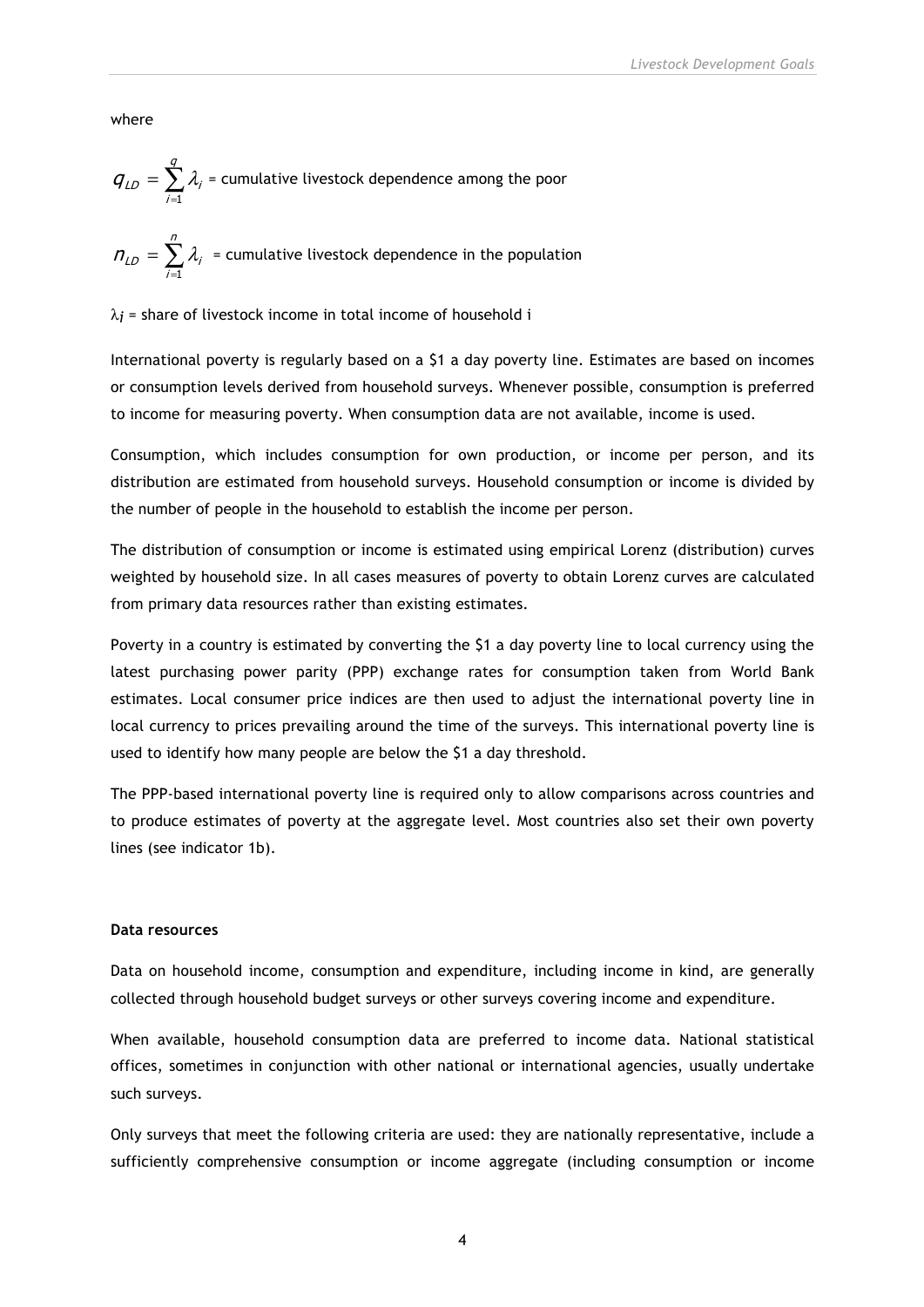where

$$q_{LD} = \sum_{i=1}^{q} \lambda_i$$ = cumulative livestock dependence among the poor

$$n_{LD} = \sum_{i=1}^{n} \lambda_i$$ = cumulative livestock dependence in the population

$\lambda_i$ = share of livestock income in total income of household i

International poverty is regularly based on a $1 a day poverty line. Estimates are based on incomes or consumption levels derived from household surveys. Whenever possible, consumption is preferred to income for measuring poverty. When consumption data are not available, income is used.

Consumption, which includes consumption for own production, or income per person, and its distribution are estimated from household surveys. Household consumption or income is divided by the number of people in the household to establish the income per person.

The distribution of consumption or income is estimated using empirical Lorenz (distribution) curves weighted by household size. In all cases measures of poverty to obtain Lorenz curves are calculated from primary data resources rather than existing estimates.

Poverty in a country is estimated by converting the $1 a day poverty line to local currency using the latest purchasing power parity (PPP) exchange rates for consumption taken from World Bank estimates. Local consumer price indices are then used to adjust the international poverty line in local currency to prices prevailing around the time of the surveys. This international poverty line is used to identify how many people are below the $1 a day threshold.

The PPP-based international poverty line is required only to allow comparisons across countries and to produce estimates of poverty at the aggregate level. Most countries also set their own poverty lines (see indicator 1b).

**Data resources**

Data on household income, consumption and expenditure, including income in kind, are generally collected through household budget surveys or other surveys covering income and expenditure.

When available, household consumption data are preferred to income data. National statistical offices, sometimes in conjunction with other national or international agencies, usually undertake such surveys.

Only surveys that meet the following criteria are used: they are nationally representative, include a sufficiently comprehensive consumption or income aggregate (including consumption or income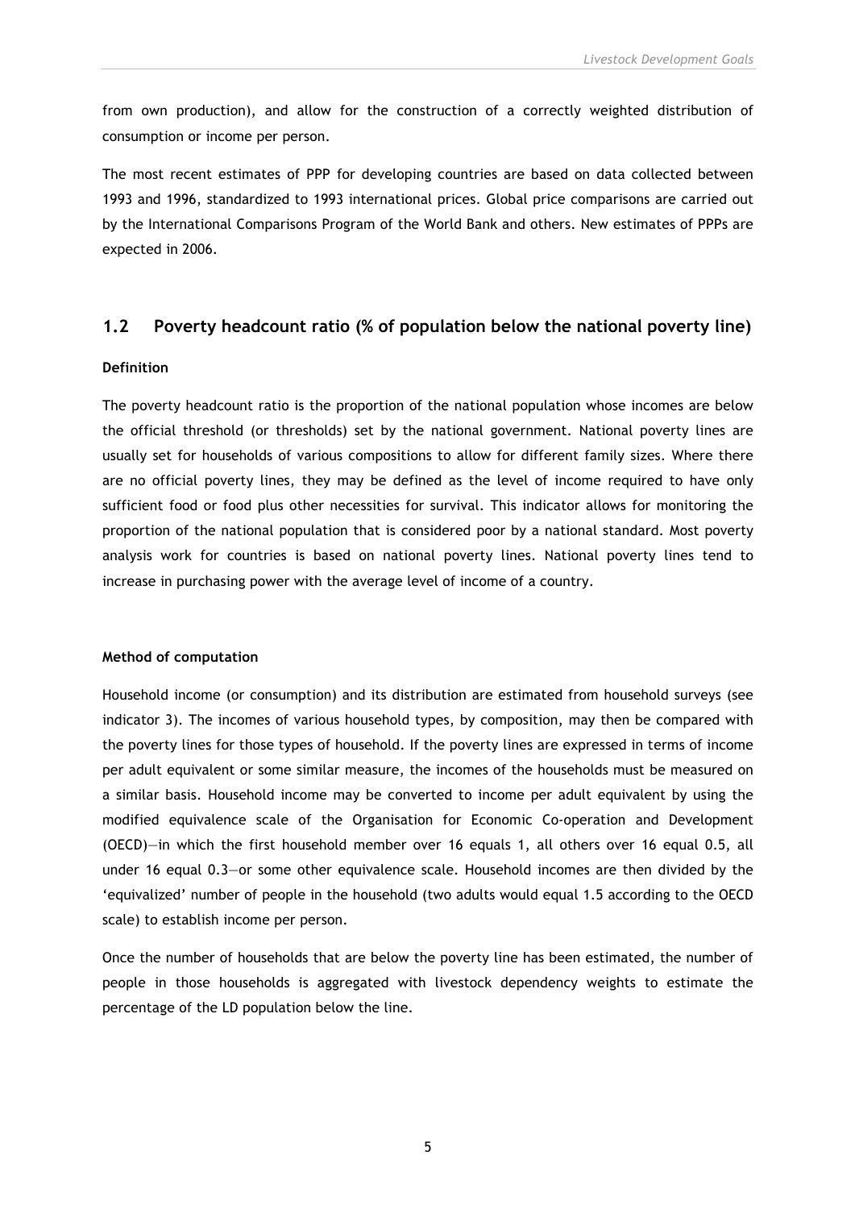from own production), and allow for the construction of a correctly weighted distribution of consumption or income per person.

The most recent estimates of PPP for developing countries are based on data collected between 1993 and 1996, standardized to 1993 international prices. Global price comparisons are carried out by the International Comparisons Program of the World Bank and others. New estimates of PPPs are expected in 2006.

## 1.2 Poverty headcount ratio (% of population below the national poverty line)

**Definition**

The poverty headcount ratio is the proportion of the national population whose incomes are below the official threshold (or thresholds) set by the national government. National poverty lines are usually set for households of various compositions to allow for different family sizes. Where there are no official poverty lines, they may be defined as the level of income required to have only sufficient food or food plus other necessities for survival. This indicator allows for monitoring the proportion of the national population that is considered poor by a national standard. Most poverty analysis work for countries is based on national poverty lines. National poverty lines tend to increase in purchasing power with the average level of income of a country.

**Method of computation**

Household income (or consumption) and its distribution are estimated from household surveys (see indicator 3). The incomes of various household types, by composition, may then be compared with the poverty lines for those types of household. If the poverty lines are expressed in terms of income per adult equivalent or some similar measure, the incomes of the households must be measured on a similar basis. Household income may be converted to income per adult equivalent by using the modified equivalence scale of the Organisation for Economic Co-operation and Development (OECD)—in which the first household member over 16 equals 1, all others over 16 equal 0.5, all under 16 equal 0.3—or some other equivalence scale. Household incomes are then divided by the 'equivalized' number of people in the household (two adults would equal 1.5 according to the OECD scale) to establish income per person.

Once the number of households that are below the poverty line has been estimated, the number of people in those households is aggregated with livestock dependency weights to estimate the percentage of the LD population below the line.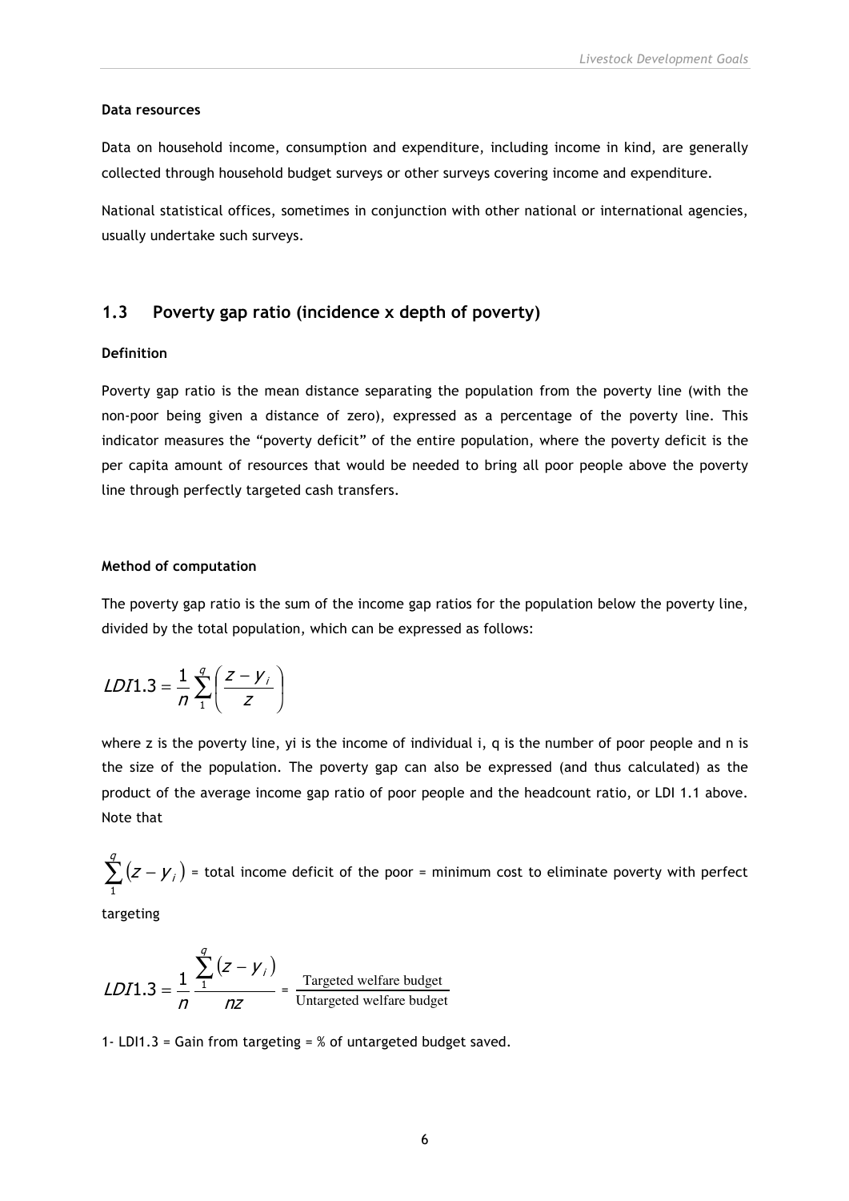**Data resources**

Data on household income, consumption and expenditure, including income in kind, are generally collected through household budget surveys or other surveys covering income and expenditure.

National statistical offices, sometimes in conjunction with other national or international agencies, usually undertake such surveys.

## 1.3 Poverty gap ratio (incidence x depth of poverty)

**Definition**

Poverty gap ratio is the mean distance separating the population from the poverty line (with the non-poor being given a distance of zero), expressed as a percentage of the poverty line. This indicator measures the "poverty deficit" of the entire population, where the poverty deficit is the per capita amount of resources that would be needed to bring all poor people above the poverty line through perfectly targeted cash transfers.

**Method of computation**

The poverty gap ratio is the sum of the income gap ratios for the population below the poverty line, divided by the total population, which can be expressed as follows:

$$LDI1.3 = \frac{1}{n}\sum_{1}^{q}\left(\frac{z - y_i}{z}\right)$$

where z is the poverty line, yi is the income of individual i, q is the number of poor people and n is the size of the population. The poverty gap can also be expressed (and thus calculated) as the product of the average income gap ratio of poor people and the headcount ratio, or LDI 1.1 above. Note that

$\sum_{1}^{q}(z - y_i)$ = total income deficit of the poor = minimum cost to eliminate poverty with perfect targeting

$$LDI1.3 = \frac{1}{n}\frac{\sum_{1}^{q}(z - y_i)}{nz} = \frac{\text{Targeted welfare budget}}{\text{Untargeted welfare budget}}$$

1- LDI1.3 = Gain from targeting = % of untargeted budget saved.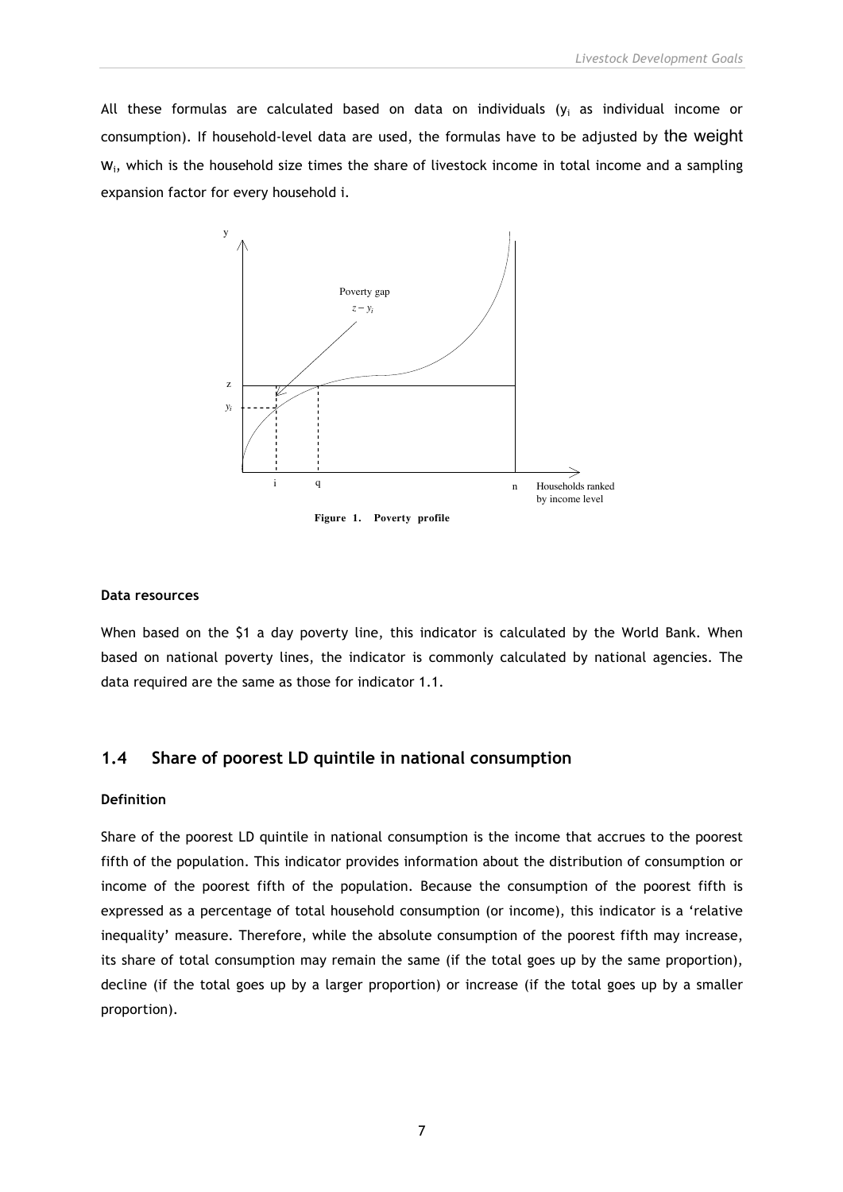All these formulas are calculated based on data on individuals ($y_i$ as individual income or consumption). If household-level data are used, the formulas have to be adjusted by the weight $w_i$, which is the household size times the share of livestock income in total income and a sampling expansion factor for every household i.

**Figure 1. Poverty profile**

### Data resources

When based on the $1 a day poverty line, this indicator is calculated by the World Bank. When based on national poverty lines, the indicator is commonly calculated by national agencies. The data required are the same as those for indicator 1.1.

## 1.4 Share of poorest LD quintile in national consumption

### Definition

Share of the poorest LD quintile in national consumption is the income that accrues to the poorest fifth of the population. This indicator provides information about the distribution of consumption or income of the poorest fifth of the population. Because the consumption of the poorest fifth is expressed as a percentage of total household consumption (or income), this indicator is a 'relative inequality' measure. Therefore, while the absolute consumption of the poorest fifth may increase, its share of total consumption may remain the same (if the total goes up by the same proportion), decline (if the total goes up by a larger proportion) or increase (if the total goes up by a smaller proportion).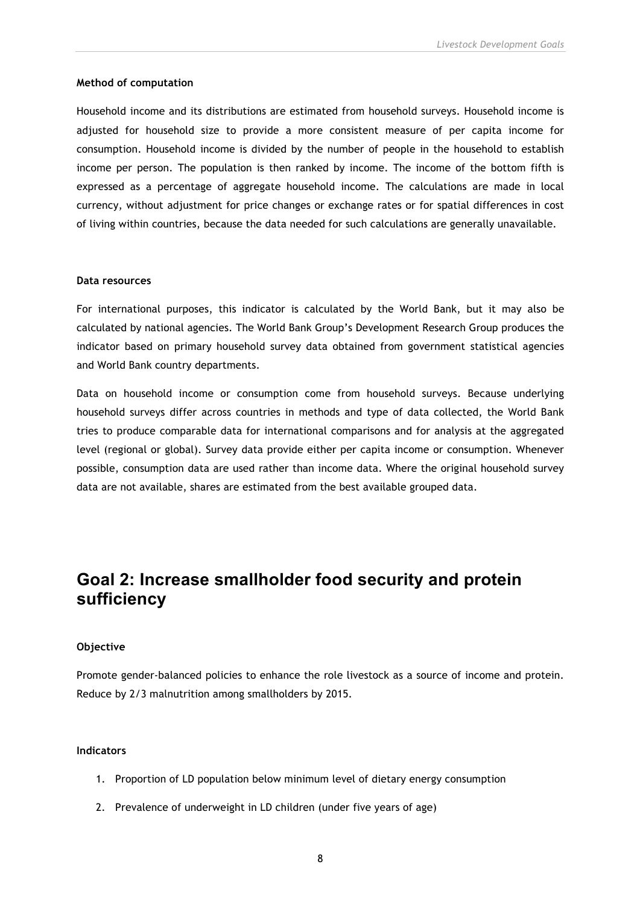**Method of computation**

Household income and its distributions are estimated from household surveys. Household income is adjusted for household size to provide a more consistent measure of per capita income for consumption. Household income is divided by the number of people in the household to establish income per person. The population is then ranked by income. The income of the bottom fifth is expressed as a percentage of aggregate household income. The calculations are made in local currency, without adjustment for price changes or exchange rates or for spatial differences in cost of living within countries, because the data needed for such calculations are generally unavailable.

**Data resources**

For international purposes, this indicator is calculated by the World Bank, but it may also be calculated by national agencies. The World Bank Group's Development Research Group produces the indicator based on primary household survey data obtained from government statistical agencies and World Bank country departments.

Data on household income or consumption come from household surveys. Because underlying household surveys differ across countries in methods and type of data collected, the World Bank tries to produce comparable data for international comparisons and for analysis at the aggregated level (regional or global). Survey data provide either per capita income or consumption. Whenever possible, consumption data are used rather than income data. Where the original household survey data are not available, shares are estimated from the best available grouped data.

## Goal 2: Increase smallholder food security and protein sufficiency

**Objective**

Promote gender-balanced policies to enhance the role livestock as a source of income and protein. Reduce by 2/3 malnutrition among smallholders by 2015.

**Indicators**

1. Proportion of LD population below minimum level of dietary energy consumption
2. Prevalence of underweight in LD children (under five years of age)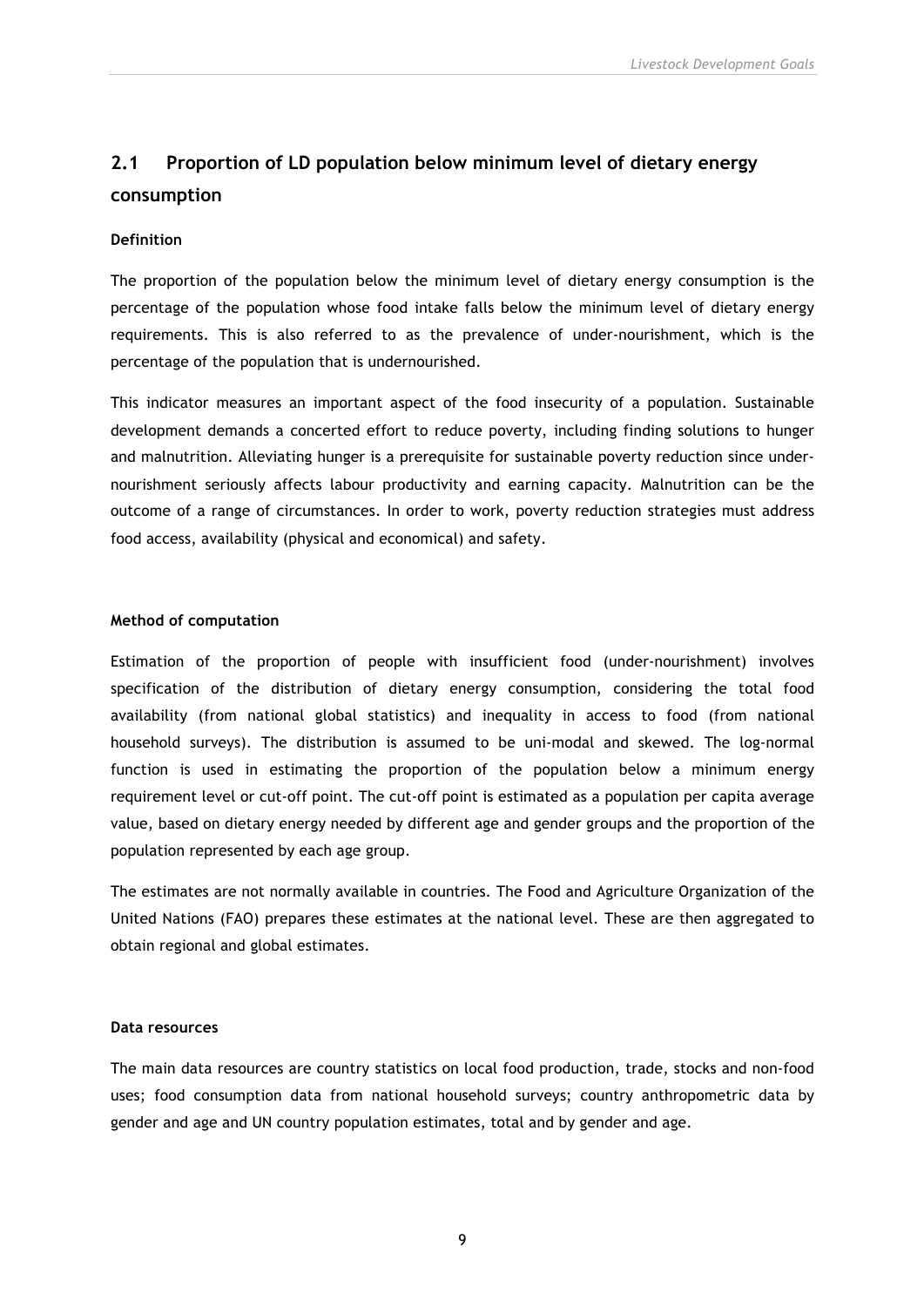## 2.1 Proportion of LD population below minimum level of dietary energy consumption

**Definition**

The proportion of the population below the minimum level of dietary energy consumption is the percentage of the population whose food intake falls below the minimum level of dietary energy requirements. This is also referred to as the prevalence of under-nourishment, which is the percentage of the population that is undernourished.

This indicator measures an important aspect of the food insecurity of a population. Sustainable development demands a concerted effort to reduce poverty, including finding solutions to hunger and malnutrition. Alleviating hunger is a prerequisite for sustainable poverty reduction since under-nourishment seriously affects labour productivity and earning capacity. Malnutrition can be the outcome of a range of circumstances. In order to work, poverty reduction strategies must address food access, availability (physical and economical) and safety.

**Method of computation**

Estimation of the proportion of people with insufficient food (under-nourishment) involves specification of the distribution of dietary energy consumption, considering the total food availability (from national global statistics) and inequality in access to food (from national household surveys). The distribution is assumed to be uni-modal and skewed. The log-normal function is used in estimating the proportion of the population below a minimum energy requirement level or cut-off point. The cut-off point is estimated as a population per capita average value, based on dietary energy needed by different age and gender groups and the proportion of the population represented by each age group.

The estimates are not normally available in countries. The Food and Agriculture Organization of the United Nations (FAO) prepares these estimates at the national level. These are then aggregated to obtain regional and global estimates.

**Data resources**

The main data resources are country statistics on local food production, trade, stocks and non-food uses; food consumption data from national household surveys; country anthropometric data by gender and age and UN country population estimates, total and by gender and age.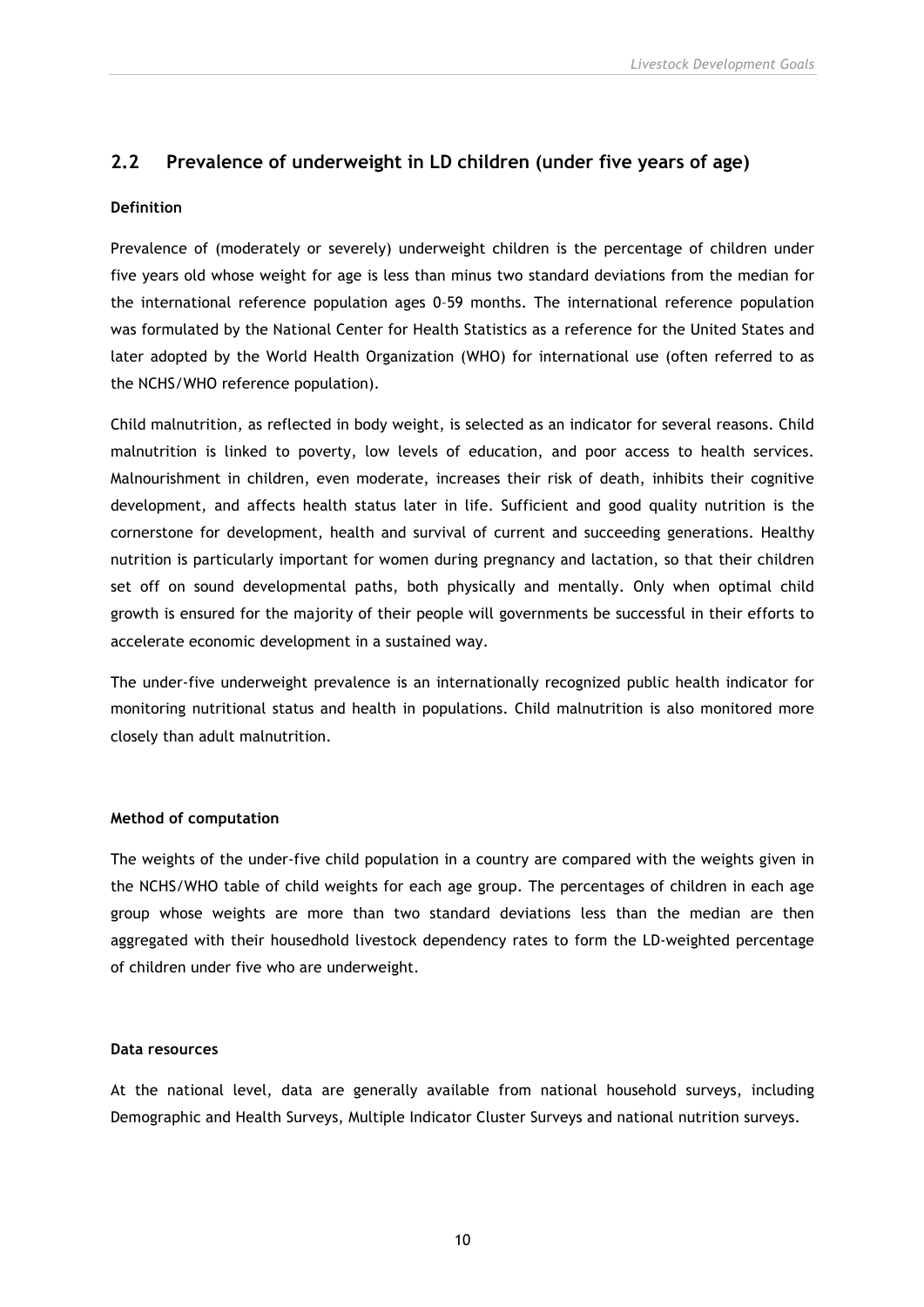## 2.2 Prevalence of underweight in LD children (under five years of age)

**Definition**

Prevalence of (moderately or severely) underweight children is the percentage of children under five years old whose weight for age is less than minus two standard deviations from the median for the international reference population ages 0–59 months. The international reference population was formulated by the National Center for Health Statistics as a reference for the United States and later adopted by the World Health Organization (WHO) for international use (often referred to as the NCHS/WHO reference population).

Child malnutrition, as reflected in body weight, is selected as an indicator for several reasons. Child malnutrition is linked to poverty, low levels of education, and poor access to health services. Malnourishment in children, even moderate, increases their risk of death, inhibits their cognitive development, and affects health status later in life. Sufficient and good quality nutrition is the cornerstone for development, health and survival of current and succeeding generations. Healthy nutrition is particularly important for women during pregnancy and lactation, so that their children set off on sound developmental paths, both physically and mentally. Only when optimal child growth is ensured for the majority of their people will governments be successful in their efforts to accelerate economic development in a sustained way.

The under-five underweight prevalence is an internationally recognized public health indicator for monitoring nutritional status and health in populations. Child malnutrition is also monitored more closely than adult malnutrition.

**Method of computation**

The weights of the under-five child population in a country are compared with the weights given in the NCHS/WHO table of child weights for each age group. The percentages of children in each age group whose weights are more than two standard deviations less than the median are then aggregated with their housedhold livestock dependency rates to form the LD-weighted percentage of children under five who are underweight.

**Data resources**

At the national level, data are generally available from national household surveys, including Demographic and Health Surveys, Multiple Indicator Cluster Surveys and national nutrition surveys.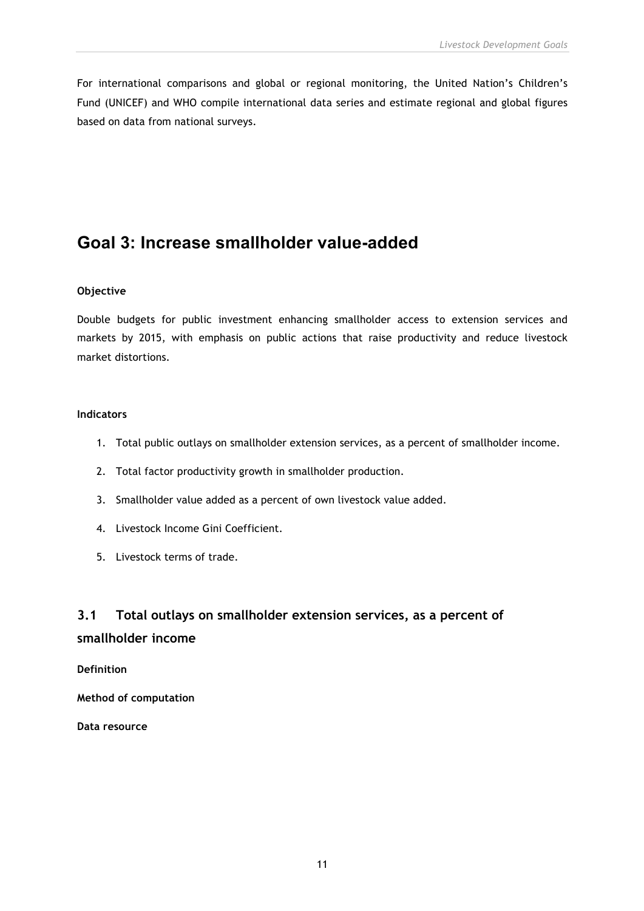For international comparisons and global or regional monitoring, the United Nation's Children's Fund (UNICEF) and WHO compile international data series and estimate regional and global figures based on data from national surveys.

# Goal 3: Increase smallholder value-added

**Objective**

Double budgets for public investment enhancing smallholder access to extension services and markets by 2015, with emphasis on public actions that raise productivity and reduce livestock market distortions.

**Indicators**

1. Total public outlays on smallholder extension services, as a percent of smallholder income.
2. Total factor productivity growth in smallholder production.
3. Smallholder value added as a percent of own livestock value added.
4. Livestock Income Gini Coefficient.
5. Livestock terms of trade.

## 3.1 Total outlays on smallholder extension services, as a percent of smallholder income

**Definition**

**Method of computation**

**Data resource**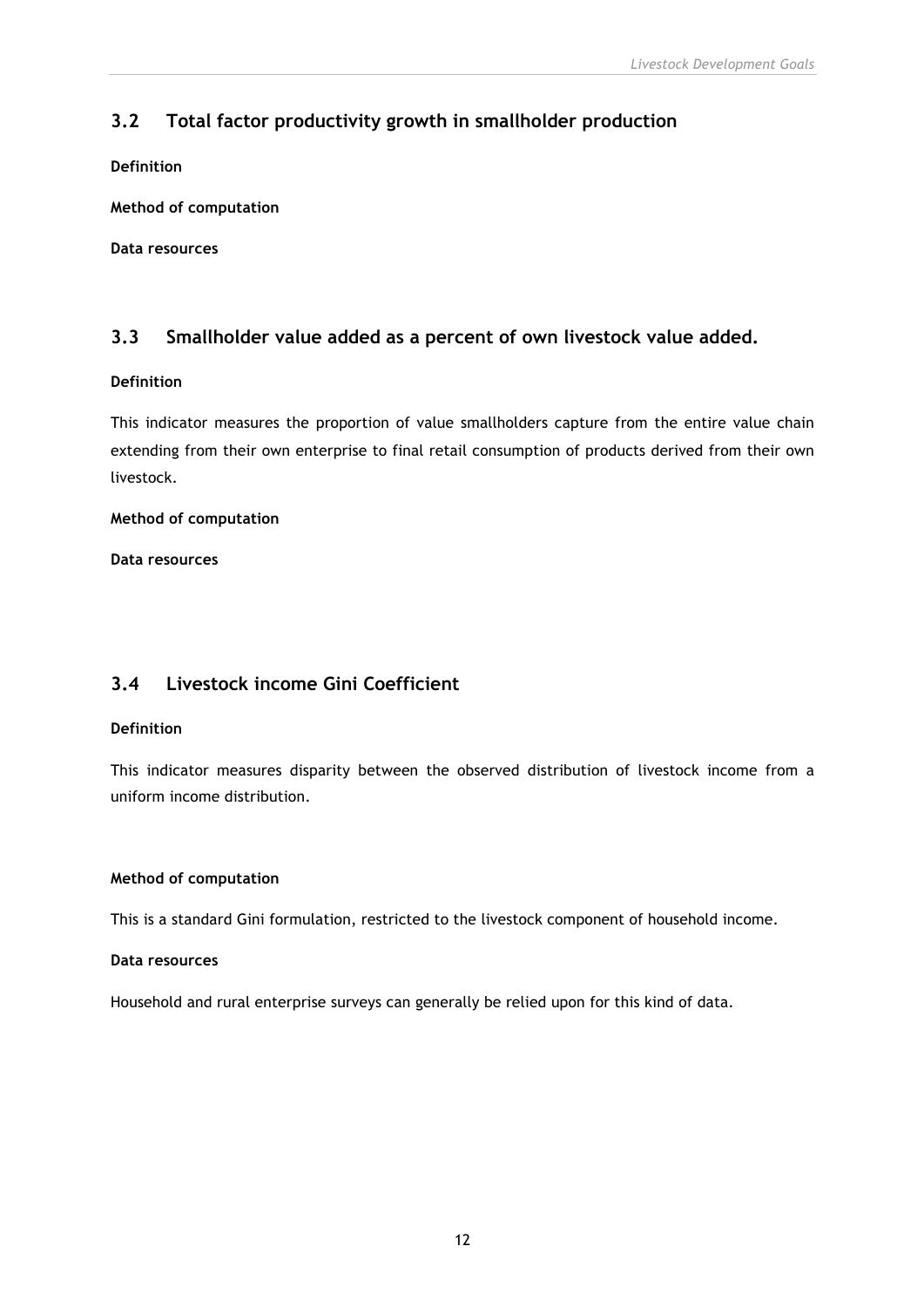## 3.2 Total factor productivity growth in smallholder production

**Definition**

**Method of computation**

**Data resources**

## 3.3 Smallholder value added as a percent of own livestock value added.

**Definition**

This indicator measures the proportion of value smallholders capture from the entire value chain extending from their own enterprise to final retail consumption of products derived from their own livestock.

**Method of computation**

**Data resources**

## 3.4 Livestock income Gini Coefficient

**Definition**

This indicator measures disparity between the observed distribution of livestock income from a uniform income distribution.

**Method of computation**

This is a standard Gini formulation, restricted to the livestock component of household income.

**Data resources**

Household and rural enterprise surveys can generally be relied upon for this kind of data.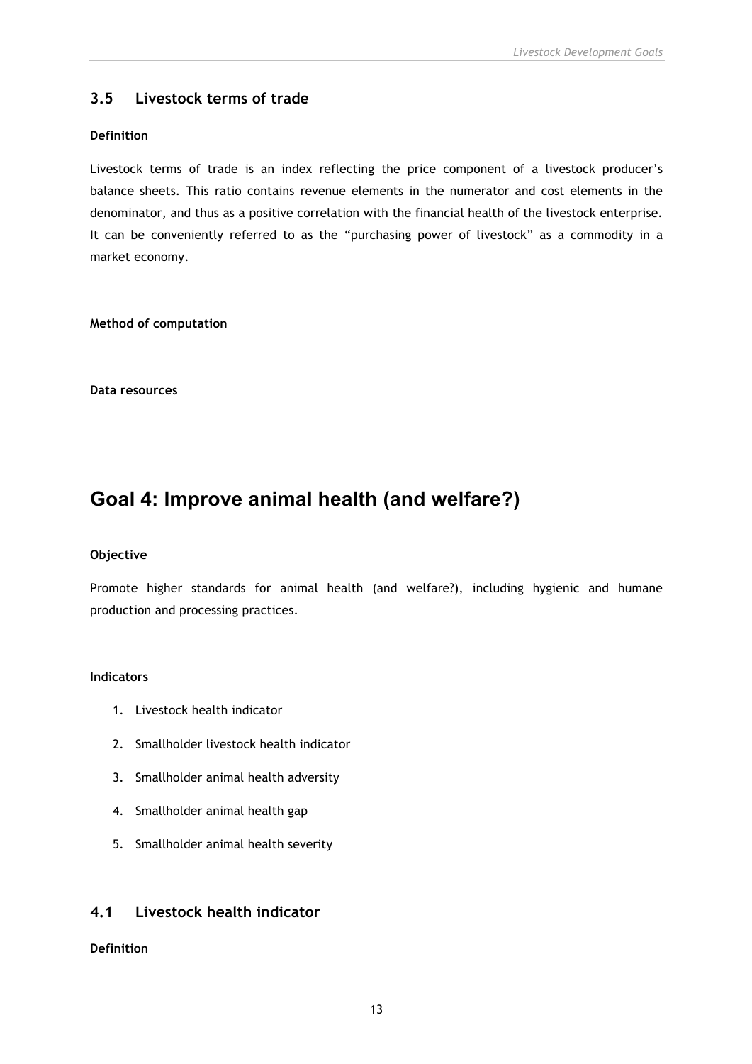### 3.5 Livestock terms of trade

**Definition**

Livestock terms of trade is an index reflecting the price component of a livestock producer's balance sheets. This ratio contains revenue elements in the numerator and cost elements in the denominator, and thus as a positive correlation with the financial health of the livestock enterprise. It can be conveniently referred to as the "purchasing power of livestock" as a commodity in a market economy.

**Method of computation**

**Data resources**

# Goal 4: Improve animal health (and welfare?)

**Objective**

Promote higher standards for animal health (and welfare?), including hygienic and humane production and processing practices.

**Indicators**

1. Livestock health indicator
2. Smallholder livestock health indicator
3. Smallholder animal health adversity
4. Smallholder animal health gap
5. Smallholder animal health severity

### 4.1 Livestock health indicator

**Definition**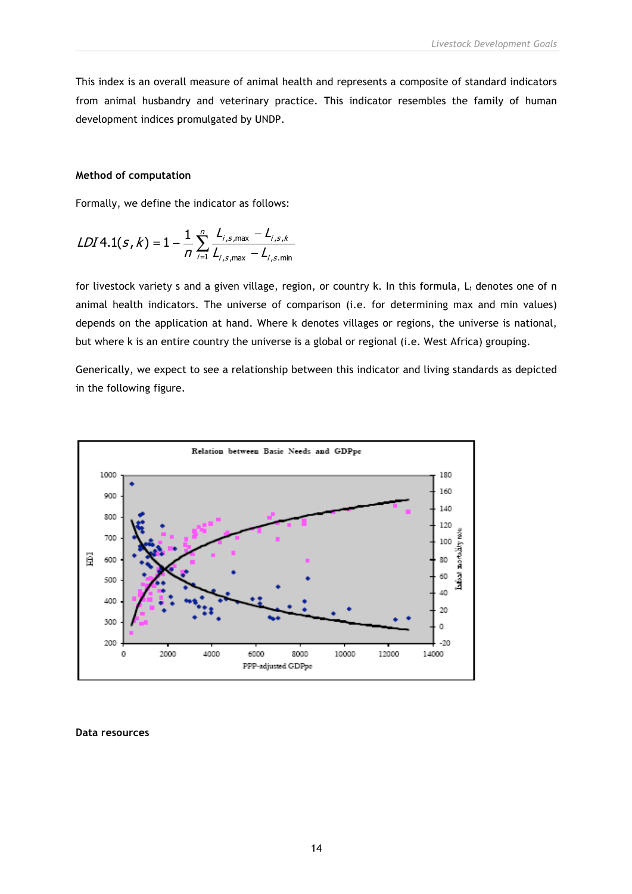This index is an overall measure of animal health and represents a composite of standard indicators from animal husbandry and veterinary practice. This indicator resembles the family of human development indices promulgated by UNDP.

**Method of computation**

Formally, we define the indicator as follows:

$$LDI\,4.1(s,k) = 1 - \frac{1}{n}\sum_{i=1}^{n} \frac{L_{i,s,\max} - L_{i,s,k}}{L_{i,s,\max} - L_{i,s,\min}}$$

for livestock variety s and a given village, region, or country k. In this formula, $L_i$ denotes one of n animal health indicators. The universe of comparison (i.e. for determining max and min values) depends on the application at hand. Where k denotes villages or regions, the universe is national, but where k is an entire country the universe is a global or regional (i.e. West Africa) grouping.

Generically, we expect to see a relationship between this indicator and living standards as depicted in the following figure.

**Data resources**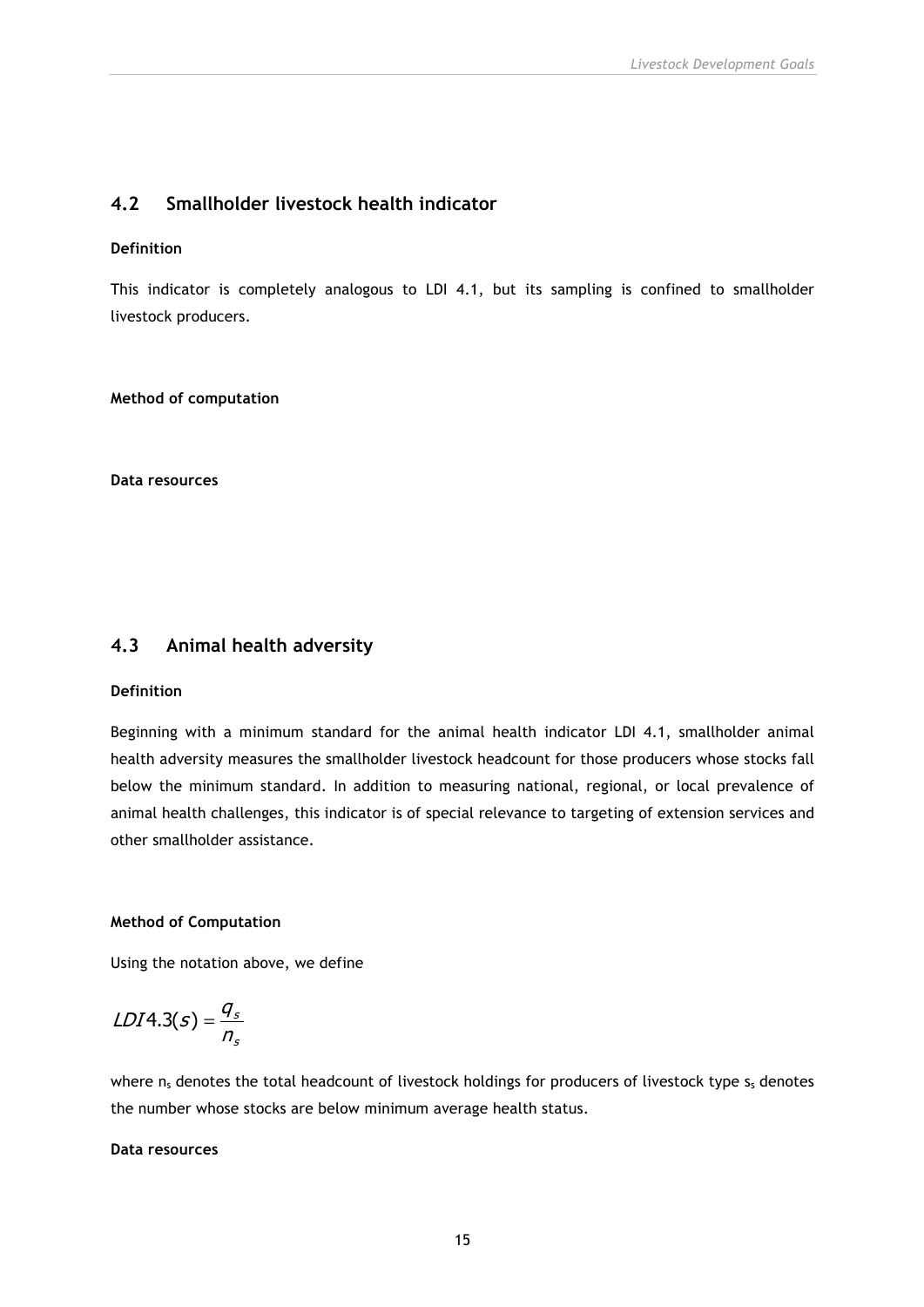## 4.2 Smallholder livestock health indicator

**Definition**

This indicator is completely analogous to LDI 4.1, but its sampling is confined to smallholder livestock producers.

**Method of computation**

**Data resources**

## 4.3 Animal health adversity

**Definition**

Beginning with a minimum standard for the animal health indicator LDI 4.1, smallholder animal health adversity measures the smallholder livestock headcount for those producers whose stocks fall below the minimum standard. In addition to measuring national, regional, or local prevalence of animal health challenges, this indicator is of special relevance to targeting of extension services and other smallholder assistance.

**Method of Computation**

Using the notation above, we define

$$LDI4.3(s) = \frac{q_s}{n_s}$$

where $n_s$ denotes the total headcount of livestock holdings for producers of livestock type $s_s$ denotes the number whose stocks are below minimum average health status.

**Data resources**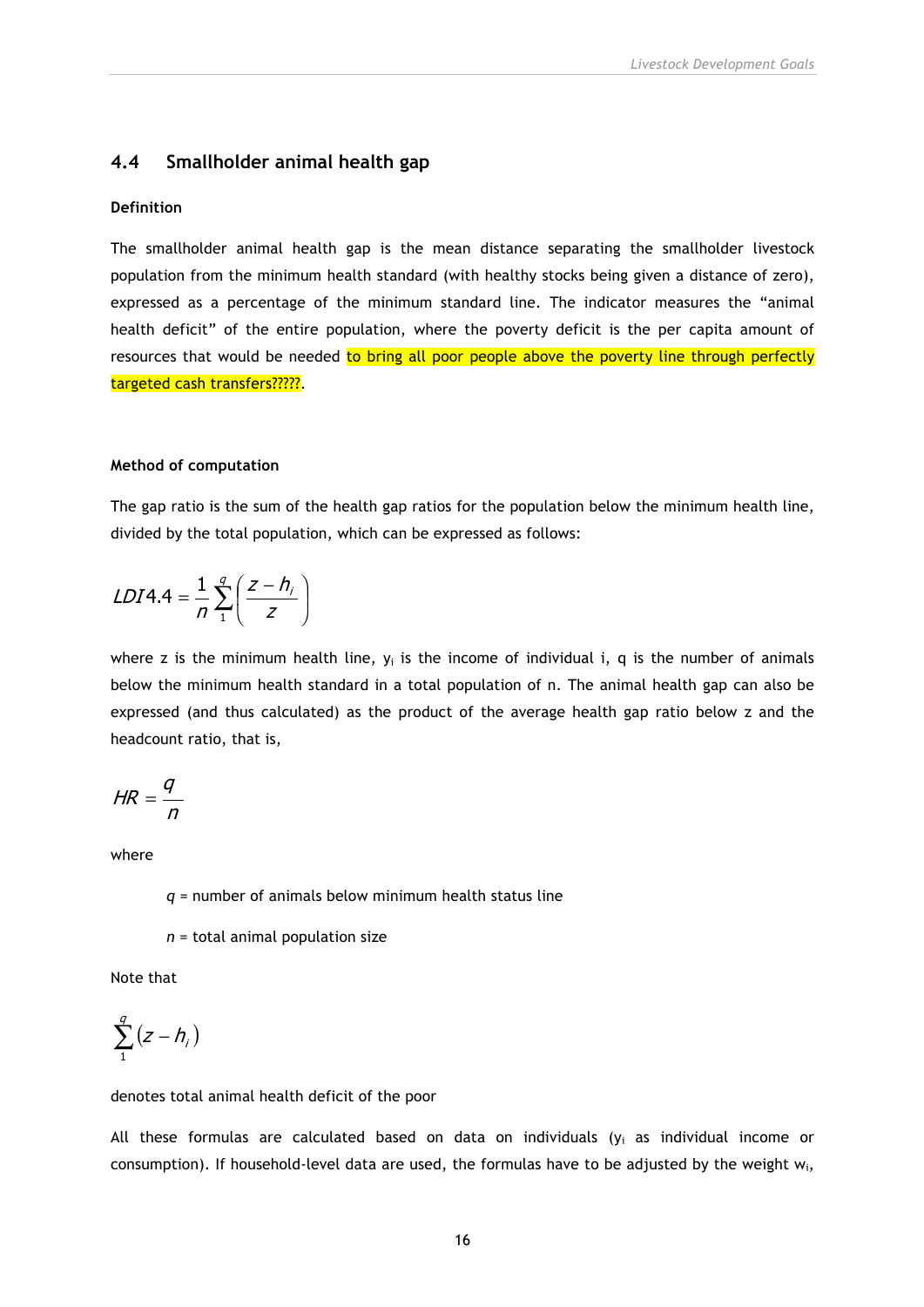## 4.4 Smallholder animal health gap

**Definition**

The smallholder animal health gap is the mean distance separating the smallholder livestock population from the minimum health standard (with healthy stocks being given a distance of zero), expressed as a percentage of the minimum standard line. The indicator measures the "animal health deficit" of the entire population, where the poverty deficit is the per capita amount of resources that would be needed to bring all poor people above the poverty line through perfectly targeted cash transfers?????.

**Method of computation**

The gap ratio is the sum of the health gap ratios for the population below the minimum health line, divided by the total population, which can be expressed as follows:

$$LDI4.4 = \frac{1}{n}\sum_{1}^{q}\left(\frac{z - h_i}{z}\right)$$

where z is the minimum health line, $y_i$ is the income of individual i, q is the number of animals below the minimum health standard in a total population of n. The animal health gap can also be expressed (and thus calculated) as the product of the average health gap ratio below z and the headcount ratio, that is,

$$HR = \frac{q}{n}$$

where

> *q* = number of animals below minimum health status line
>
> *n* = total animal population size

Note that

$$\sum_{1}^{q}(z - h_i)$$

denotes total animal health deficit of the poor

All these formulas are calculated based on data on individuals ($y_i$ as individual income or consumption). If household-level data are used, the formulas have to be adjusted by the weight $w_i$,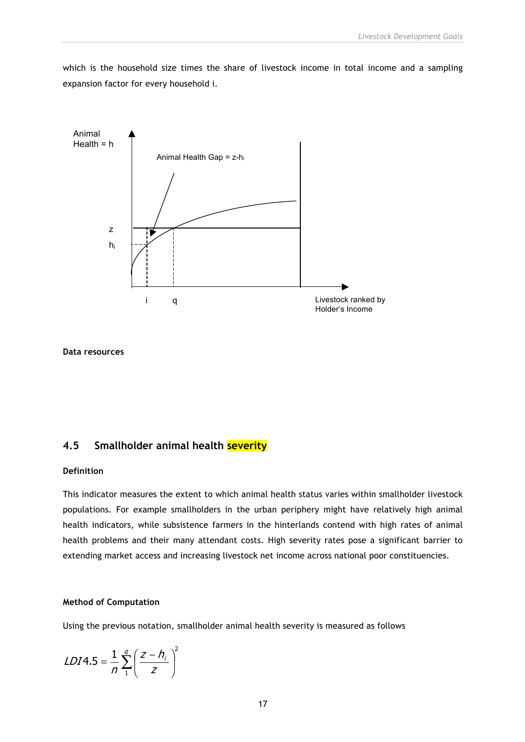which is the household size times the share of livestock income in total income and a sampling expansion factor for every household i.

**Data resources**

### 4.5 Smallholder animal health severity

**Definition**

This indicator measures the extent to which animal health status varies within smallholder livestock populations. For example smallholders in the urban periphery might have relatively high animal health indicators, while subsistence farmers in the hinterlands contend with high rates of animal health problems and their many attendant costs. High severity rates pose a significant barrier to extending market access and increasing livestock net income across national poor constituencies.

**Method of Computation**

Using the previous notation, smallholder animal health severity is measured as follows

$$LDI4.5 = \frac{1}{n}\sum_{1}^{q}\left(\frac{z-h_i}{z}\right)^2$$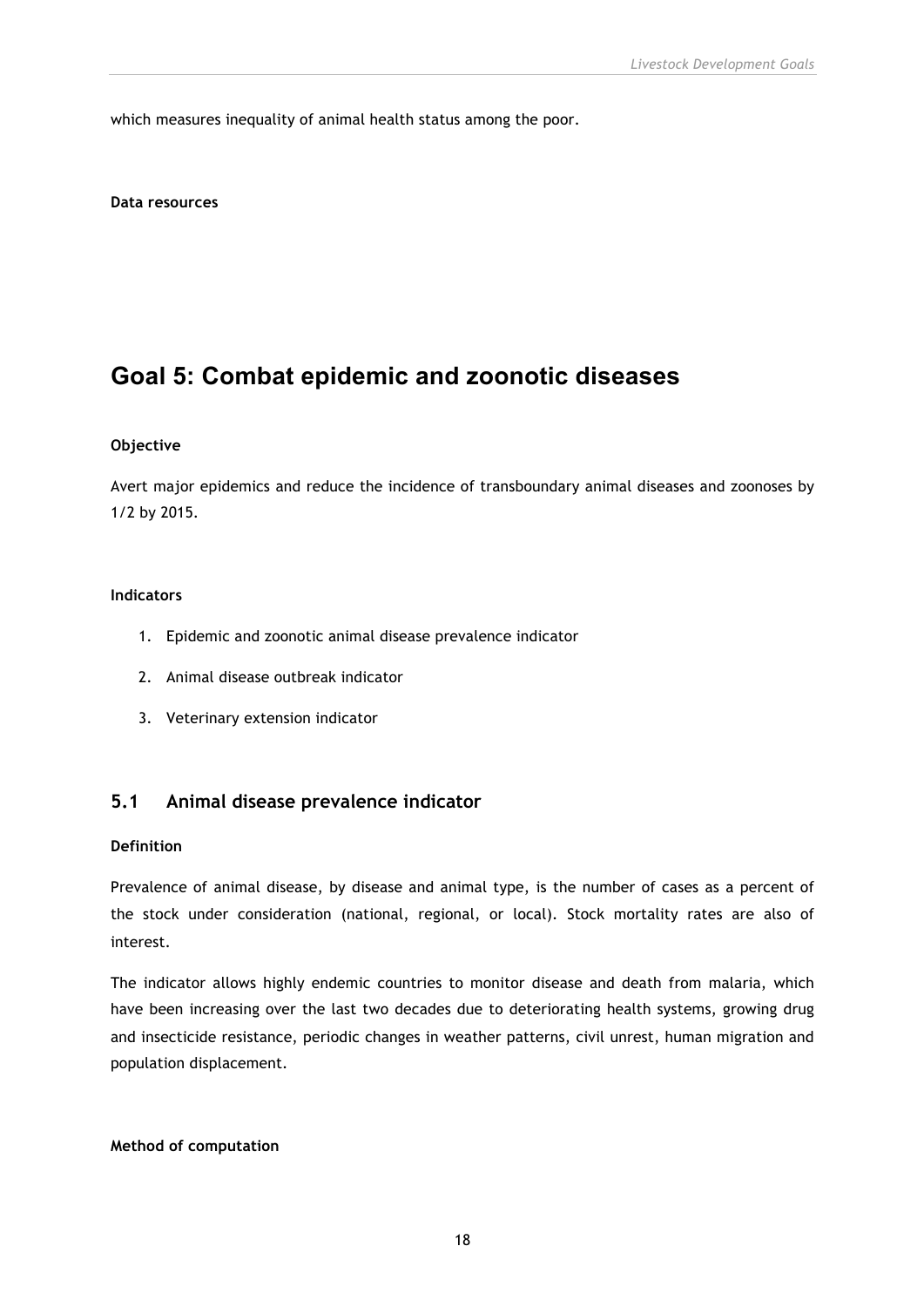which measures inequality of animal health status among the poor.

**Data resources**

# Goal 5: Combat epidemic and zoonotic diseases

**Objective**

Avert major epidemics and reduce the incidence of transboundary animal diseases and zoonoses by 1/2 by 2015.

**Indicators**

1. Epidemic and zoonotic animal disease prevalence indicator
2. Animal disease outbreak indicator
3. Veterinary extension indicator

## 5.1 Animal disease prevalence indicator

**Definition**

Prevalence of animal disease, by disease and animal type, is the number of cases as a percent of the stock under consideration (national, regional, or local). Stock mortality rates are also of interest.

The indicator allows highly endemic countries to monitor disease and death from malaria, which have been increasing over the last two decades due to deteriorating health systems, growing drug and insecticide resistance, periodic changes in weather patterns, civil unrest, human migration and population displacement.

**Method of computation**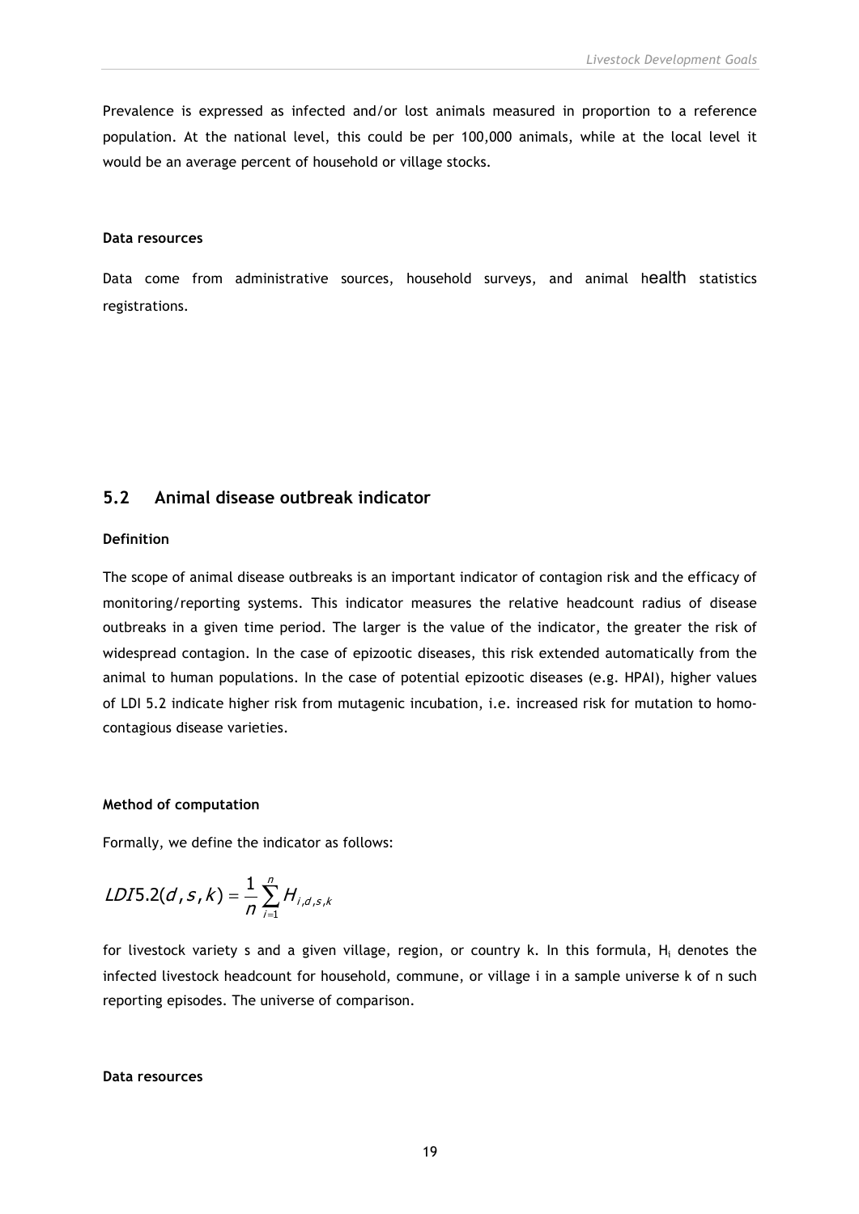Prevalence is expressed as infected and/or lost animals measured in proportion to a reference population. At the national level, this could be per 100,000 animals, while at the local level it would be an average percent of household or village stocks.

**Data resources**

Data come from administrative sources, household surveys, and animal health statistics registrations.

## 5.2 Animal disease outbreak indicator

**Definition**

The scope of animal disease outbreaks is an important indicator of contagion risk and the efficacy of monitoring/reporting systems. This indicator measures the relative headcount radius of disease outbreaks in a given time period. The larger is the value of the indicator, the greater the risk of widespread contagion. In the case of epizootic diseases, this risk extended automatically from the animal to human populations. In the case of potential epizootic diseases (e.g. HPAI), higher values of LDI 5.2 indicate higher risk from mutagenic incubation, i.e. increased risk for mutation to homo-contagious disease varieties.

**Method of computation**

Formally, we define the indicator as follows:

$$LDI5.2(d,s,k) = \frac{1}{n}\sum_{i=1}^{n} H_{i,d,s,k}$$

for livestock variety s and a given village, region, or country k. In this formula, $H_i$ denotes the infected livestock headcount for household, commune, or village i in a sample universe k of n such reporting episodes. The universe of comparison.

**Data resources**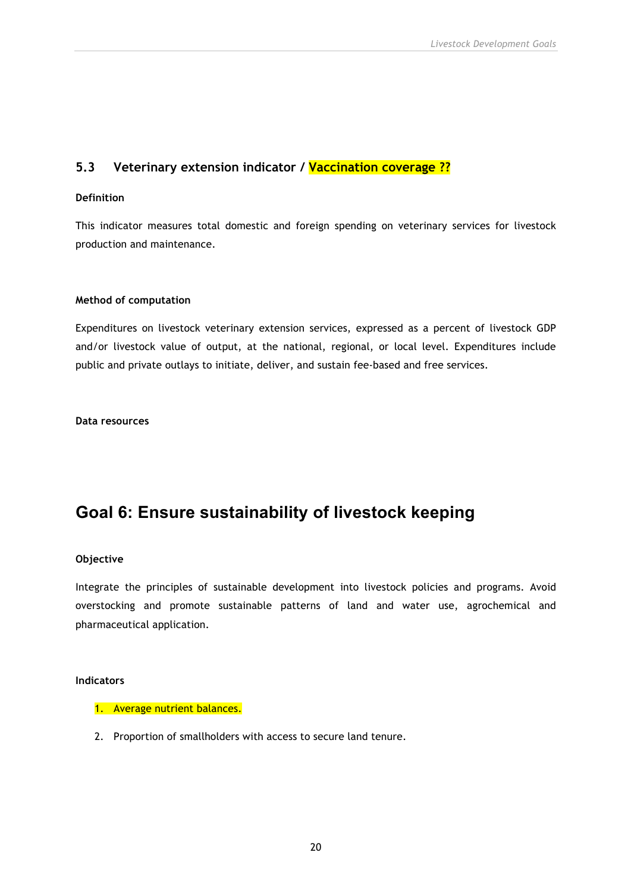### 5.3 Veterinary extension indicator / Vaccination coverage ??

**Definition**

This indicator measures total domestic and foreign spending on veterinary services for livestock production and maintenance.

**Method of computation**

Expenditures on livestock veterinary extension services, expressed as a percent of livestock GDP and/or livestock value of output, at the national, regional, or local level. Expenditures include public and private outlays to initiate, deliver, and sustain fee-based and free services.

**Data resources**

## Goal 6: Ensure sustainability of livestock keeping

**Objective**

Integrate the principles of sustainable development into livestock policies and programs. Avoid overstocking and promote sustainable patterns of land and water use, agrochemical and pharmaceutical application.

**Indicators**

1. Average nutrient balances.
2. Proportion of smallholders with access to secure land tenure.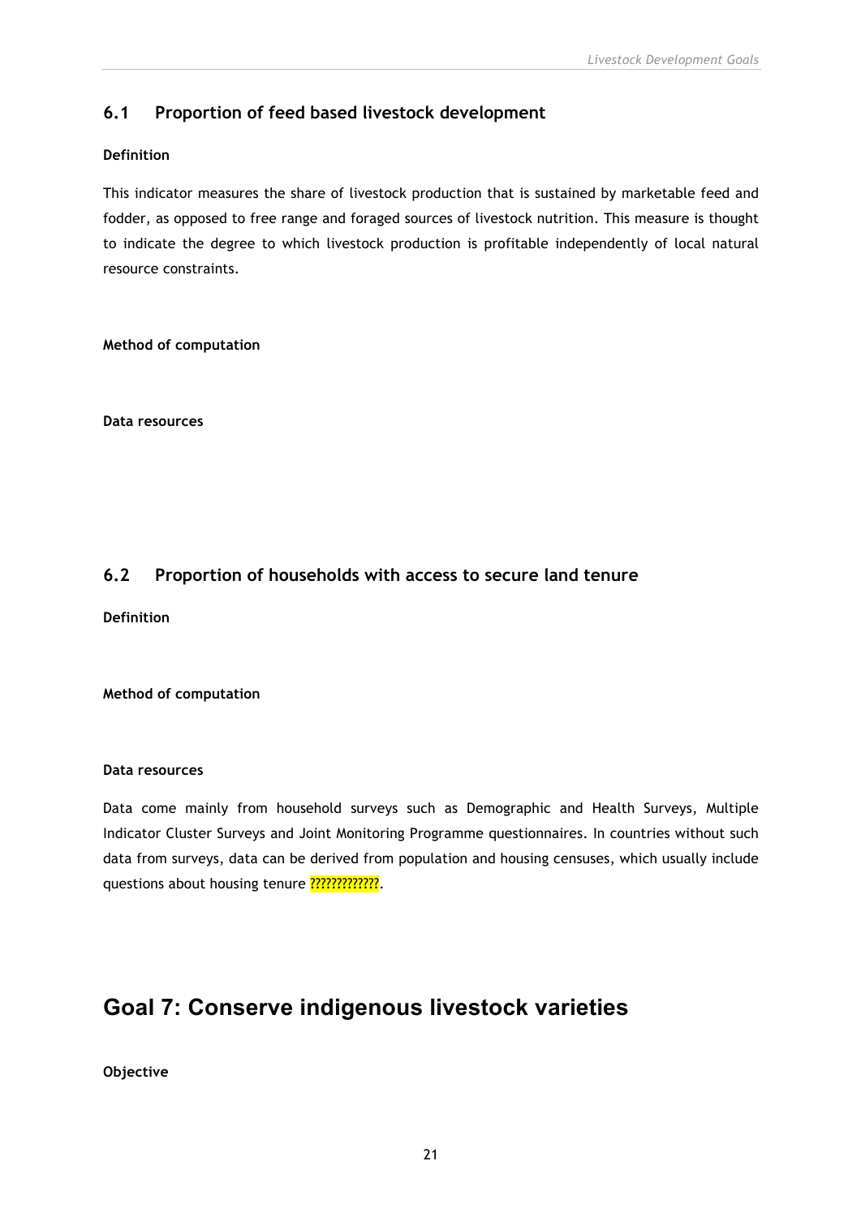## 6.1 Proportion of feed based livestock development

**Definition**

This indicator measures the share of livestock production that is sustained by marketable feed and fodder, as opposed to free range and foraged sources of livestock nutrition. This measure is thought to indicate the degree to which livestock production is profitable independently of local natural resource constraints.

**Method of computation**

**Data resources**

## 6.2 Proportion of households with access to secure land tenure

**Definition**

**Method of computation**

**Data resources**

Data come mainly from household surveys such as Demographic and Health Surveys, Multiple Indicator Cluster Surveys and Joint Monitoring Programme questionnaires. In countries without such data from surveys, data can be derived from population and housing censuses, which usually include questions about housing tenure ?????????????.

# Goal 7: Conserve indigenous livestock varieties

**Objective**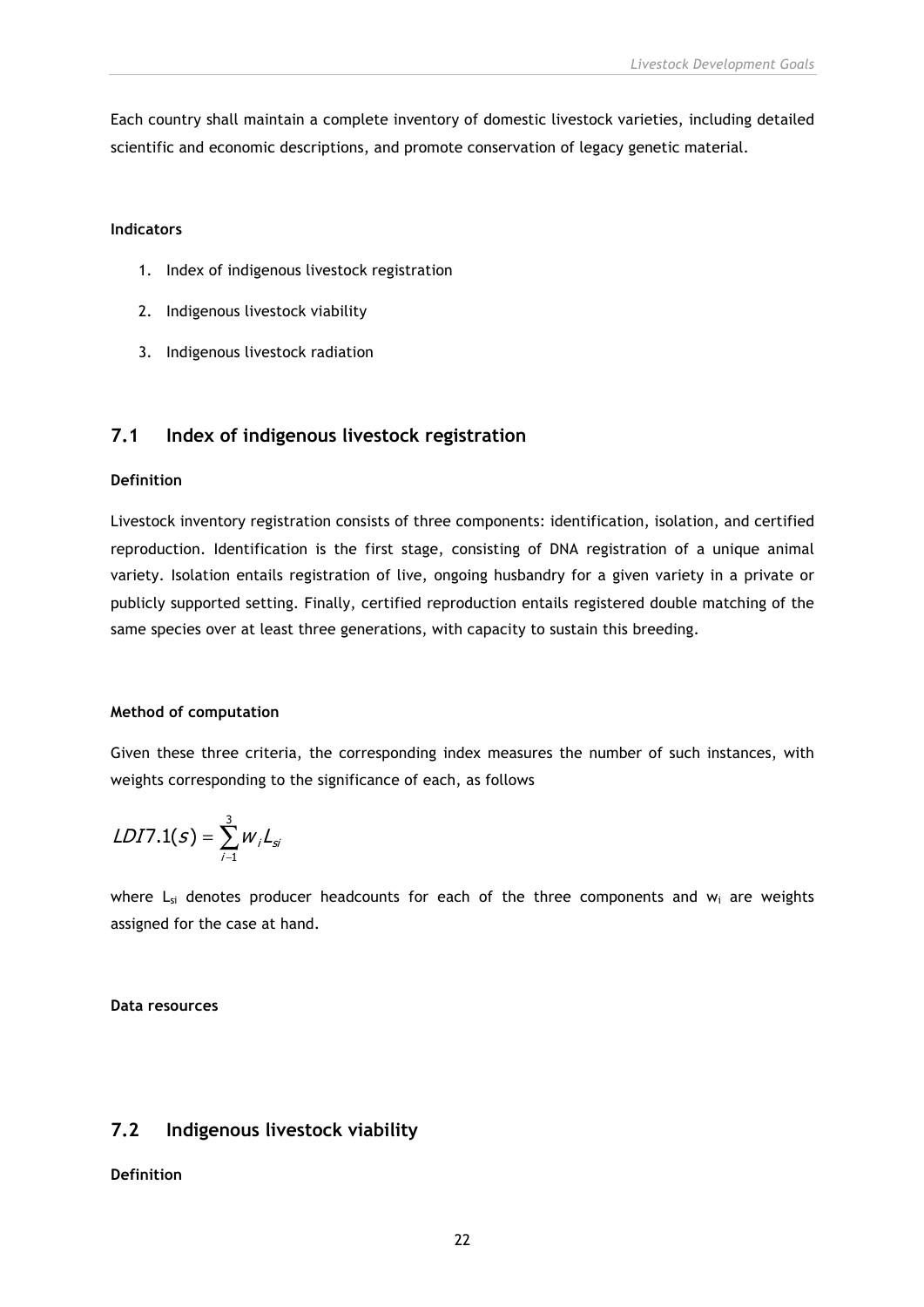Each country shall maintain a complete inventory of domestic livestock varieties, including detailed scientific and economic descriptions, and promote conservation of legacy genetic material.

**Indicators**

1. Index of indigenous livestock registration
2. Indigenous livestock viability
3. Indigenous livestock radiation

## 7.1 Index of indigenous livestock registration

**Definition**

Livestock inventory registration consists of three components: identification, isolation, and certified reproduction. Identification is the first stage, consisting of DNA registration of a unique animal variety. Isolation entails registration of live, ongoing husbandry for a given variety in a private or publicly supported setting. Finally, certified reproduction entails registered double matching of the same species over at least three generations, with capacity to sustain this breeding.

**Method of computation**

Given these three criteria, the corresponding index measures the number of such instances, with weights corresponding to the significance of each, as follows

$$LDI7.1(s) = \sum_{i-1}^{3} w_i L_{si}$$

where $L_{si}$ denotes producer headcounts for each of the three components and $w_i$ are weights assigned for the case at hand.

**Data resources**

## 7.2 Indigenous livestock viability

**Definition**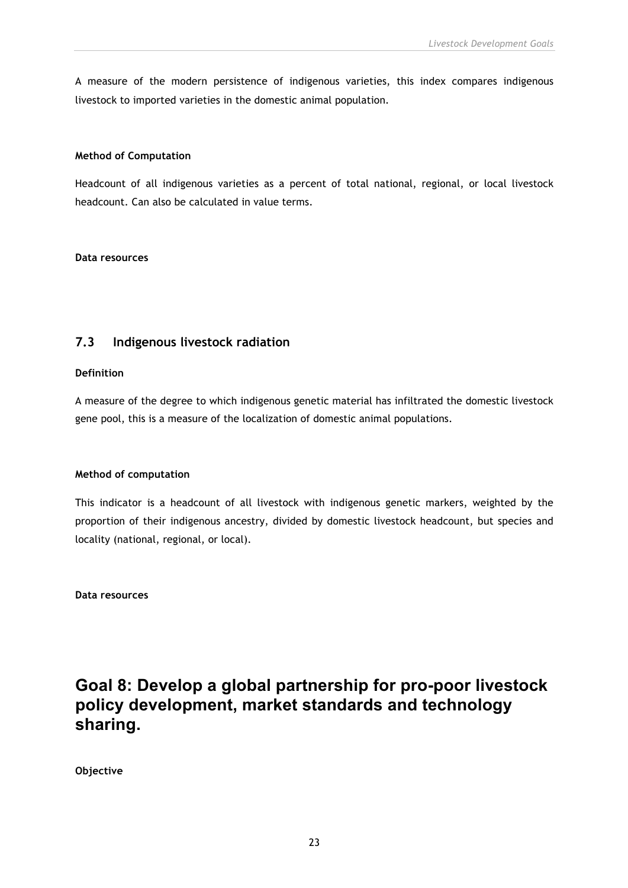A measure of the modern persistence of indigenous varieties, this index compares indigenous livestock to imported varieties in the domestic animal population.

**Method of Computation**

Headcount of all indigenous varieties as a percent of total national, regional, or local livestock headcount. Can also be calculated in value terms.

**Data resources**

## 7.3 Indigenous livestock radiation

**Definition**

A measure of the degree to which indigenous genetic material has infiltrated the domestic livestock gene pool, this is a measure of the localization of domestic animal populations.

**Method of computation**

This indicator is a headcount of all livestock with indigenous genetic markers, weighted by the proportion of their indigenous ancestry, divided by domestic livestock headcount, but species and locality (national, regional, or local).

**Data resources**

# Goal 8: Develop a global partnership for pro-poor livestock policy development, market standards and technology sharing.

**Objective**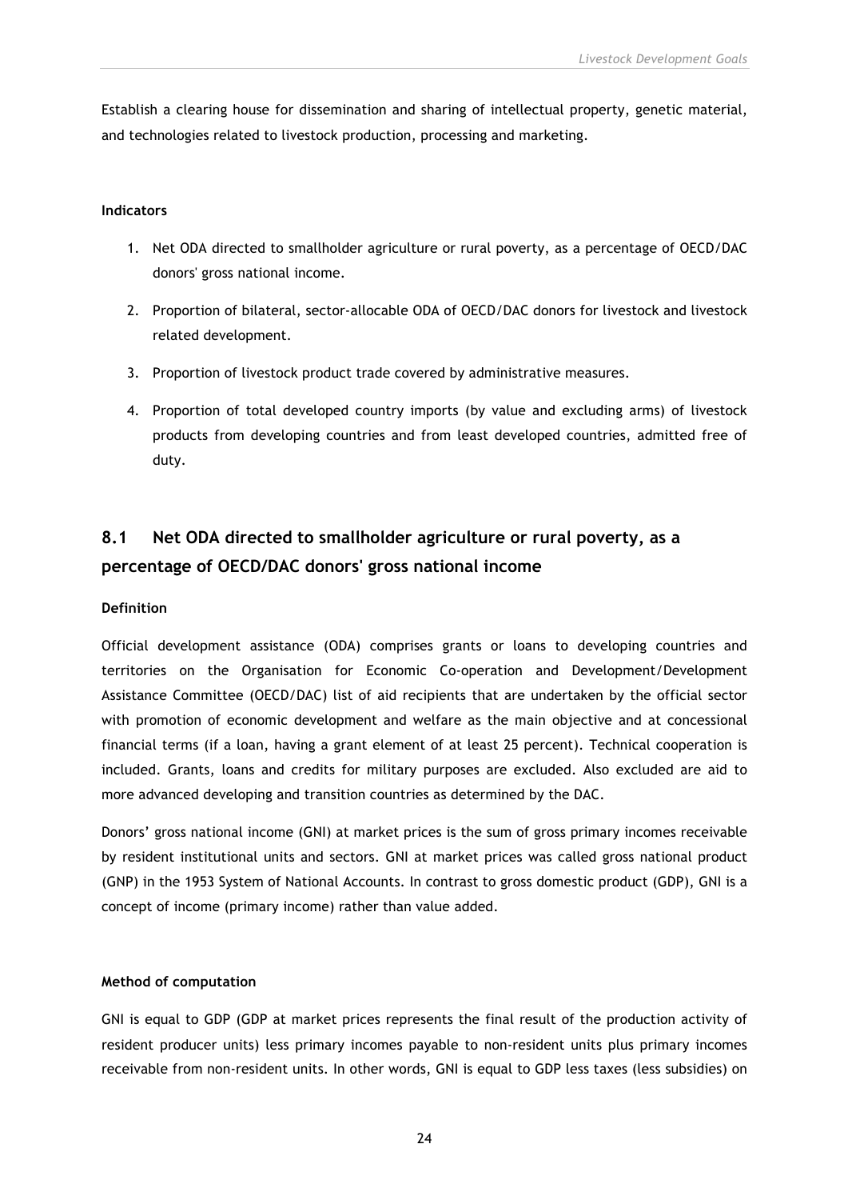Establish a clearing house for dissemination and sharing of intellectual property, genetic material, and technologies related to livestock production, processing and marketing.

**Indicators**

1. Net ODA directed to smallholder agriculture or rural poverty, as a percentage of OECD/DAC donors' gross national income.
2. Proportion of bilateral, sector-allocable ODA of OECD/DAC donors for livestock and livestock related development.
3. Proportion of livestock product trade covered by administrative measures.
4. Proportion of total developed country imports (by value and excluding arms) of livestock products from developing countries and from least developed countries, admitted free of duty.

## 8.1 Net ODA directed to smallholder agriculture or rural poverty, as a percentage of OECD/DAC donors' gross national income

**Definition**

Official development assistance (ODA) comprises grants or loans to developing countries and territories on the Organisation for Economic Co-operation and Development/Development Assistance Committee (OECD/DAC) list of aid recipients that are undertaken by the official sector with promotion of economic development and welfare as the main objective and at concessional financial terms (if a loan, having a grant element of at least 25 percent). Technical cooperation is included. Grants, loans and credits for military purposes are excluded. Also excluded are aid to more advanced developing and transition countries as determined by the DAC.

Donors' gross national income (GNI) at market prices is the sum of gross primary incomes receivable by resident institutional units and sectors. GNI at market prices was called gross national product (GNP) in the 1953 System of National Accounts. In contrast to gross domestic product (GDP), GNI is a concept of income (primary income) rather than value added.

**Method of computation**

GNI is equal to GDP (GDP at market prices represents the final result of the production activity of resident producer units) less primary incomes payable to non-resident units plus primary incomes receivable from non-resident units. In other words, GNI is equal to GDP less taxes (less subsidies) on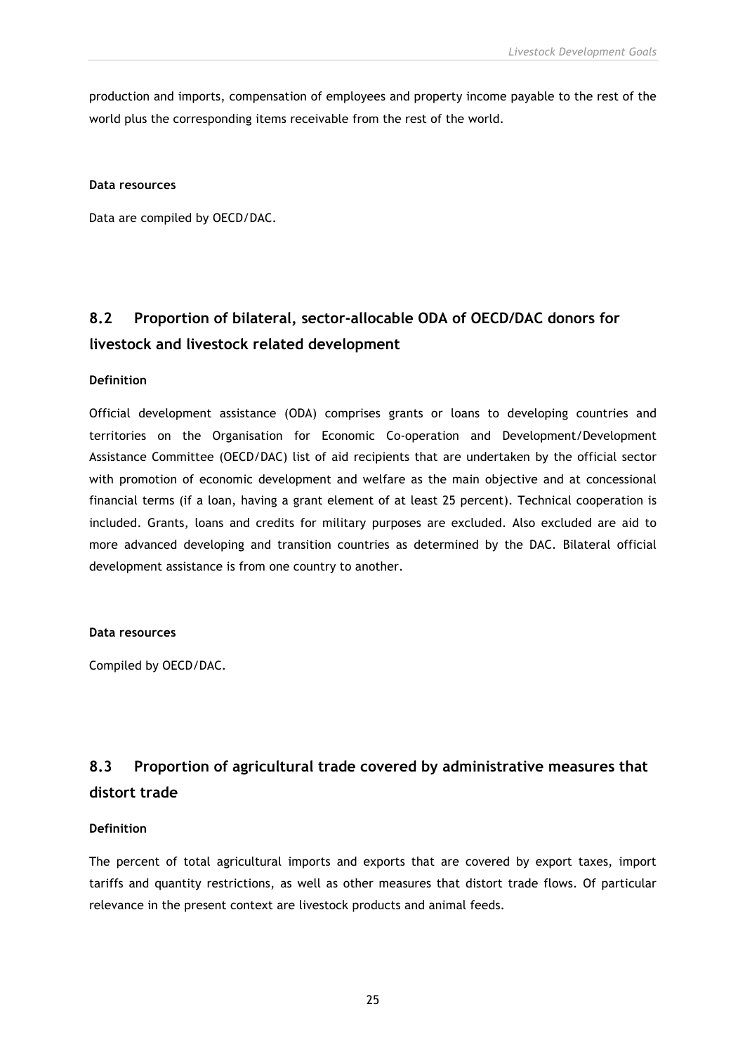production and imports, compensation of employees and property income payable to the rest of the world plus the corresponding items receivable from the rest of the world.

**Data resources**

Data are compiled by OECD/DAC.

## 8.2 Proportion of bilateral, sector-allocable ODA of OECD/DAC donors for livestock and livestock related development

**Definition**

Official development assistance (ODA) comprises grants or loans to developing countries and territories on the Organisation for Economic Co-operation and Development/Development Assistance Committee (OECD/DAC) list of aid recipients that are undertaken by the official sector with promotion of economic development and welfare as the main objective and at concessional financial terms (if a loan, having a grant element of at least 25 percent). Technical cooperation is included. Grants, loans and credits for military purposes are excluded. Also excluded are aid to more advanced developing and transition countries as determined by the DAC. Bilateral official development assistance is from one country to another.

**Data resources**

Compiled by OECD/DAC.

## 8.3 Proportion of agricultural trade covered by administrative measures that distort trade

**Definition**

The percent of total agricultural imports and exports that are covered by export taxes, import tariffs and quantity restrictions, as well as other measures that distort trade flows. Of particular relevance in the present context are livestock products and animal feeds.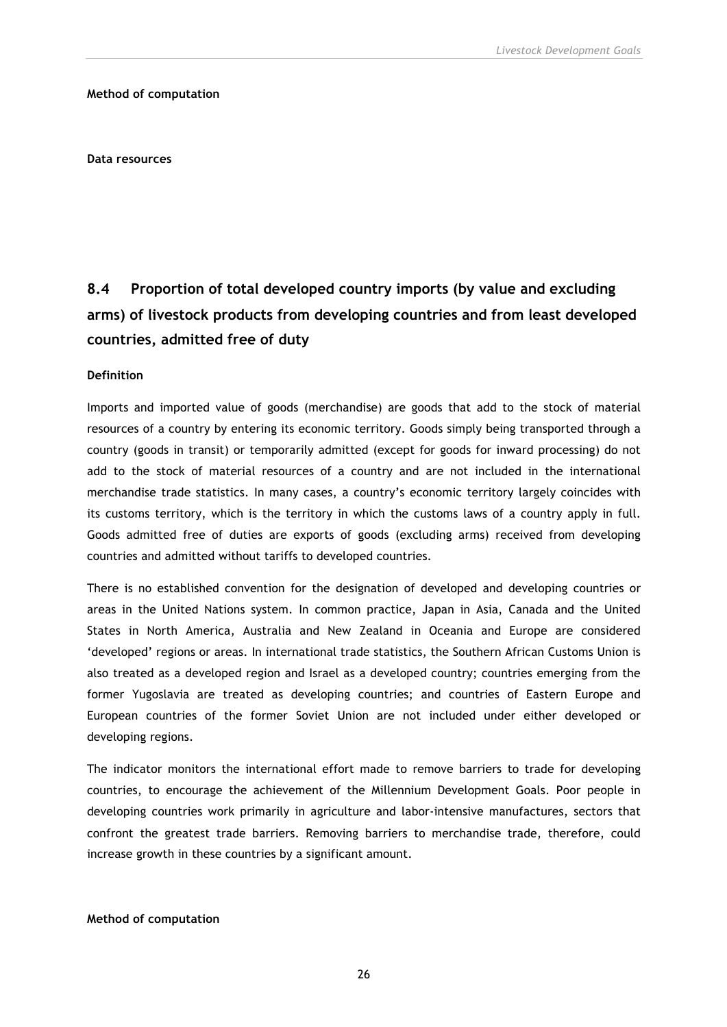**Method of computation**

**Data resources**

## 8.4 Proportion of total developed country imports (by value and excluding arms) of livestock products from developing countries and from least developed countries, admitted free of duty

**Definition**

Imports and imported value of goods (merchandise) are goods that add to the stock of material resources of a country by entering its economic territory. Goods simply being transported through a country (goods in transit) or temporarily admitted (except for goods for inward processing) do not add to the stock of material resources of a country and are not included in the international merchandise trade statistics. In many cases, a country's economic territory largely coincides with its customs territory, which is the territory in which the customs laws of a country apply in full. Goods admitted free of duties are exports of goods (excluding arms) received from developing countries and admitted without tariffs to developed countries.

There is no established convention for the designation of developed and developing countries or areas in the United Nations system. In common practice, Japan in Asia, Canada and the United States in North America, Australia and New Zealand in Oceania and Europe are considered 'developed' regions or areas. In international trade statistics, the Southern African Customs Union is also treated as a developed region and Israel as a developed country; countries emerging from the former Yugoslavia are treated as developing countries; and countries of Eastern Europe and European countries of the former Soviet Union are not included under either developed or developing regions.

The indicator monitors the international effort made to remove barriers to trade for developing countries, to encourage the achievement of the Millennium Development Goals. Poor people in developing countries work primarily in agriculture and labor-intensive manufactures, sectors that confront the greatest trade barriers. Removing barriers to merchandise trade, therefore, could increase growth in these countries by a significant amount.

**Method of computation**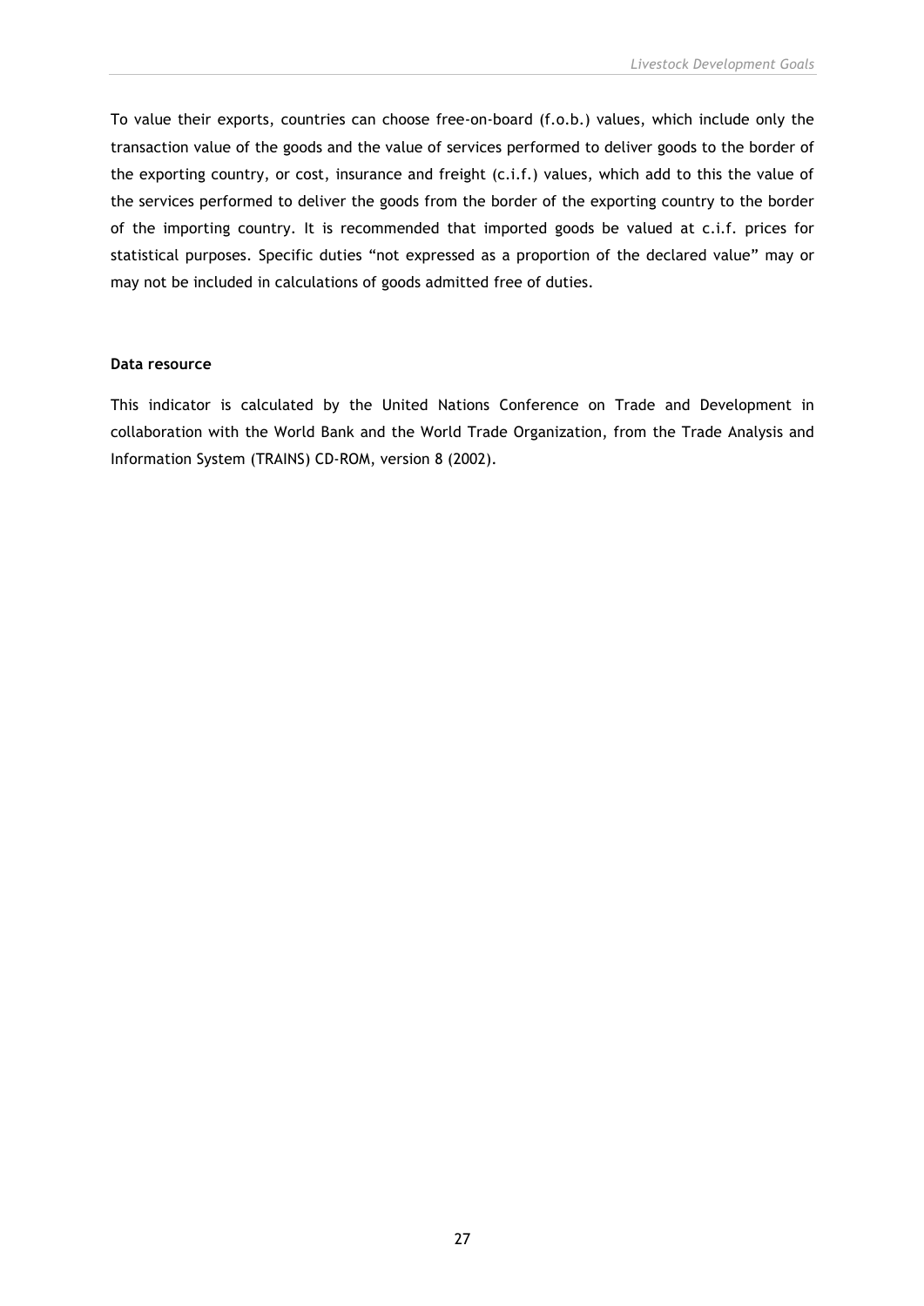To value their exports, countries can choose free-on-board (f.o.b.) values, which include only the transaction value of the goods and the value of services performed to deliver goods to the border of the exporting country, or cost, insurance and freight (c.i.f.) values, which add to this the value of the services performed to deliver the goods from the border of the exporting country to the border of the importing country. It is recommended that imported goods be valued at c.i.f. prices for statistical purposes. Specific duties "not expressed as a proportion of the declared value" may or may not be included in calculations of goods admitted free of duties.

**Data resource**

This indicator is calculated by the United Nations Conference on Trade and Development in collaboration with the World Bank and the World Trade Organization, from the Trade Analysis and Information System (TRAINS) CD-ROM, version 8 (2002).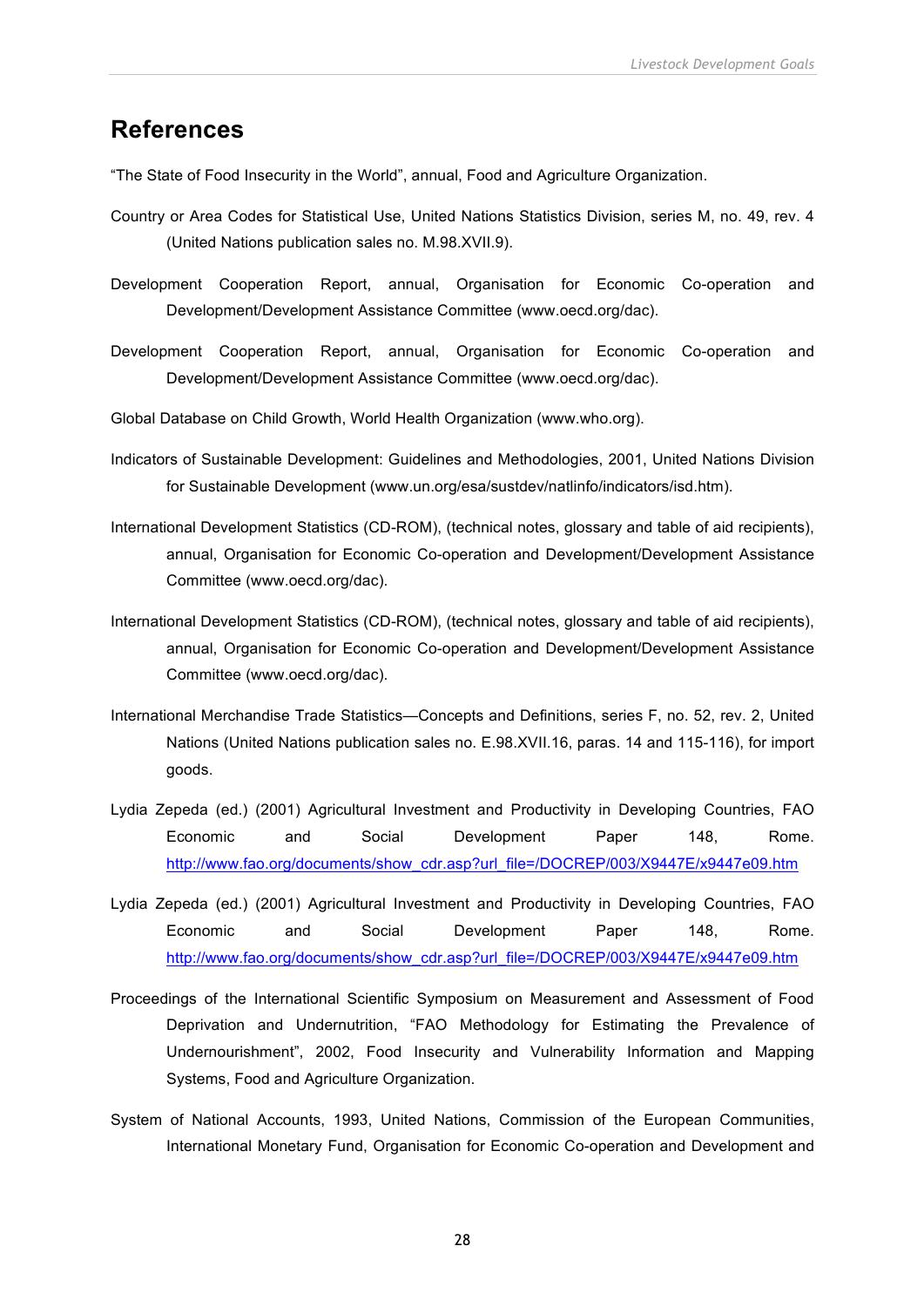# References

"The State of Food Insecurity in the World", annual, Food and Agriculture Organization.

Country or Area Codes for Statistical Use, United Nations Statistics Division, series M, no. 49, rev. 4 (United Nations publication sales no. M.98.XVII.9).

Development Cooperation Report, annual, Organisation for Economic Co-operation and Development/Development Assistance Committee (www.oecd.org/dac).

Development Cooperation Report, annual, Organisation for Economic Co-operation and Development/Development Assistance Committee (www.oecd.org/dac).

Global Database on Child Growth, World Health Organization (www.who.org).

Indicators of Sustainable Development: Guidelines and Methodologies, 2001, United Nations Division for Sustainable Development (www.un.org/esa/sustdev/natlinfo/indicators/isd.htm).

International Development Statistics (CD-ROM), (technical notes, glossary and table of aid recipients), annual, Organisation for Economic Co-operation and Development/Development Assistance Committee (www.oecd.org/dac).

International Development Statistics (CD-ROM), (technical notes, glossary and table of aid recipients), annual, Organisation for Economic Co-operation and Development/Development Assistance Committee (www.oecd.org/dac).

International Merchandise Trade Statistics—Concepts and Definitions, series F, no. 52, rev. 2, United Nations (United Nations publication sales no. E.98.XVII.16, paras. 14 and 115-116), for import goods.

Lydia Zepeda (ed.) (2001) Agricultural Investment and Productivity in Developing Countries, FAO Economic and Social Development Paper 148, Rome. http://www.fao.org/documents/show_cdr.asp?url_file=/DOCREP/003/X9447E/x9447e09.htm

Lydia Zepeda (ed.) (2001) Agricultural Investment and Productivity in Developing Countries, FAO Economic and Social Development Paper 148, Rome. http://www.fao.org/documents/show_cdr.asp?url_file=/DOCREP/003/X9447E/x9447e09.htm

Proceedings of the International Scientific Symposium on Measurement and Assessment of Food Deprivation and Undernutrition, "FAO Methodology for Estimating the Prevalence of Undernourishment", 2002, Food Insecurity and Vulnerability Information and Mapping Systems, Food and Agriculture Organization.

System of National Accounts, 1993, United Nations, Commission of the European Communities, International Monetary Fund, Organisation for Economic Co-operation and Development and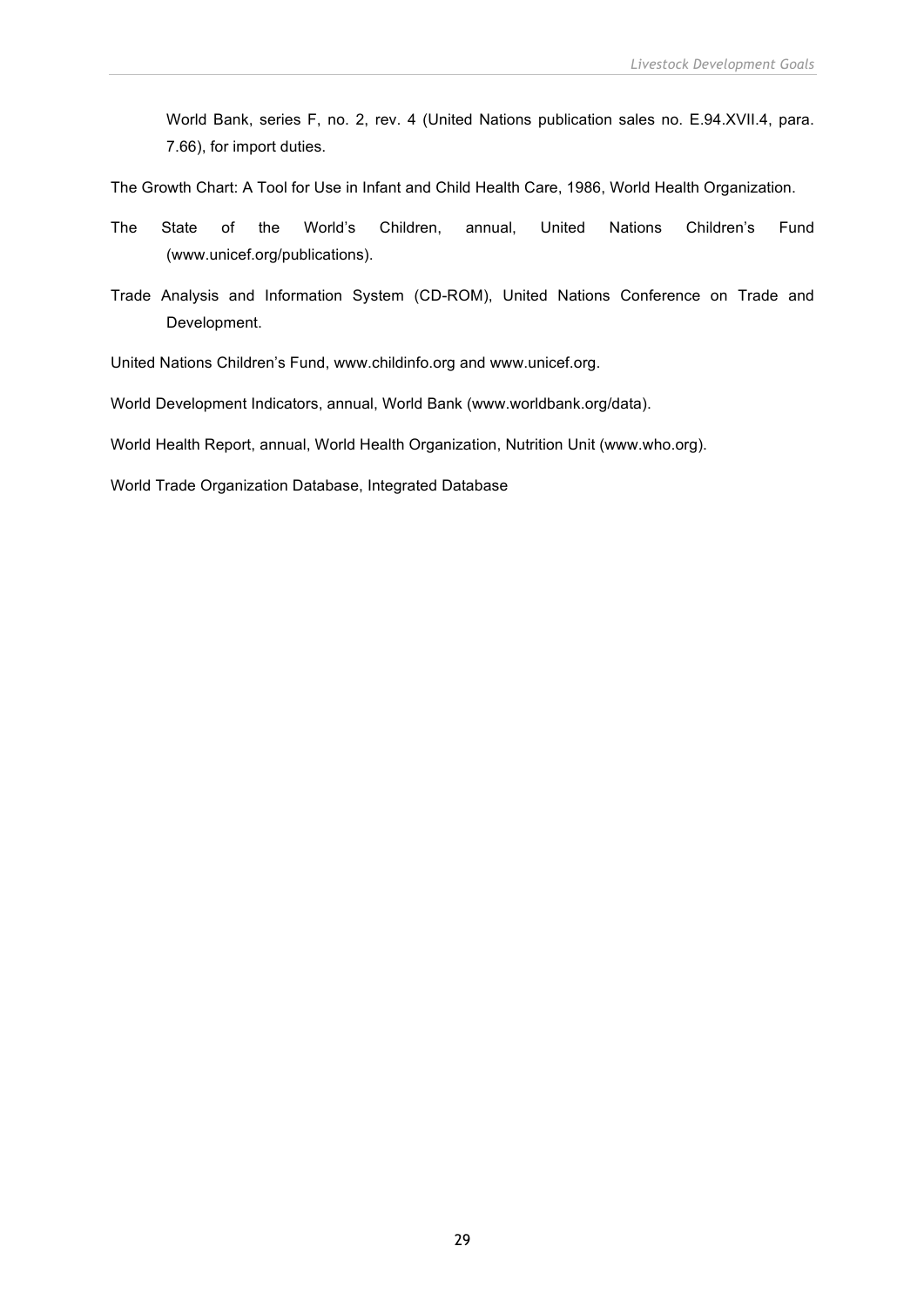World Bank, series F, no. 2, rev. 4 (United Nations publication sales no. E.94.XVII.4, para. 7.66), for import duties.

The Growth Chart: A Tool for Use in Infant and Child Health Care, 1986, World Health Organization.

The State of the World's Children, annual, United Nations Children's Fund (www.unicef.org/publications).

Trade Analysis and Information System (CD-ROM), United Nations Conference on Trade and Development.

United Nations Children's Fund, www.childinfo.org and www.unicef.org.

World Development Indicators, annual, World Bank (www.worldbank.org/data).

World Health Report, annual, World Health Organization, Nutrition Unit (www.who.org).

World Trade Organization Database, Integrated Database